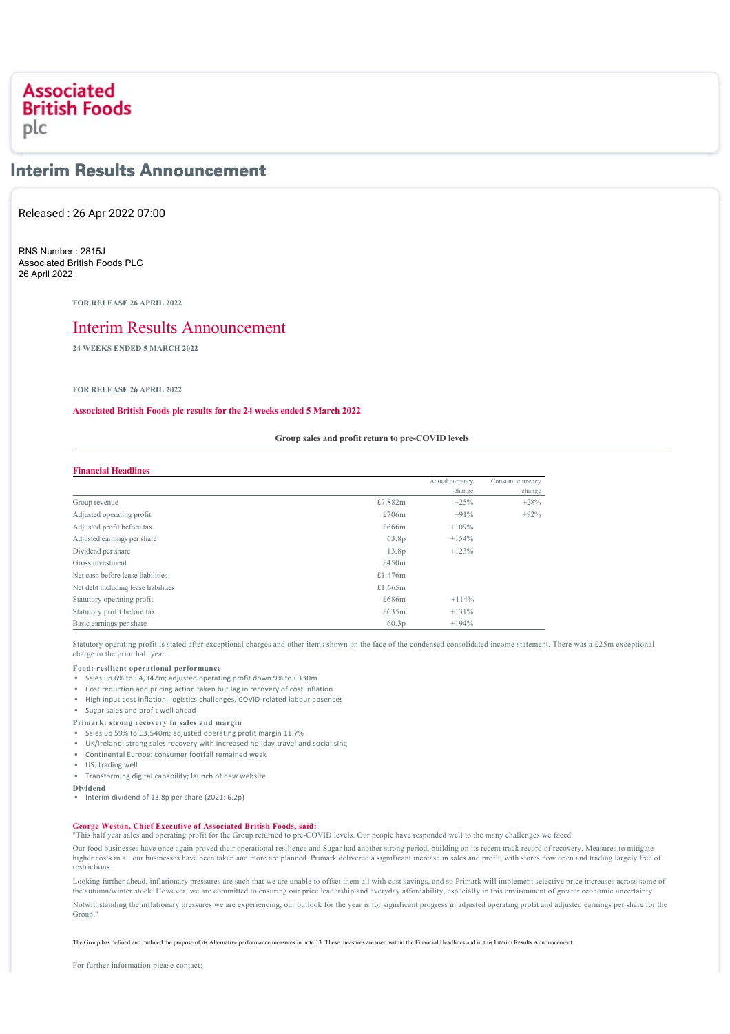# Associated British Foods plc

## Interim Results Announcement

Released : 26 Apr 2022 07:00

RNS Number : 2815J
Associated British Foods PLC
26 April 2022

**FOR RELEASE 26 APRIL 2022**

# Interim Results Announcement

**24 WEEKS ENDED 5 MARCH 2022**

**FOR RELEASE 26 APRIL 2022**

**Associated British Foods plc results for the 24 weeks ended 5 March 2022**

**Group sales and profit return to pre-COVID levels**

**Financial Headlines**

| | | Actual currency change | Constant currency change |
|---|---|---|---|
| Group revenue | £7,882m | +25% | +28% |
| Adjusted operating profit | £706m | +91% | +92% |
| Adjusted profit before tax | £666m | +109% | |
| Adjusted earnings per share | 63.8p | +154% | |
| Dividend per share | 13.8p | +123% | |
| Gross investment | £450m | | |
| Net cash before lease liabilities | £1,476m | | |
| Net debt including lease liabilities | £1,665m | | |
| Statutory operating profit | £686m | +114% | |
| Statutory profit before tax | £635m | +131% | |
| Basic earnings per share | 60.3p | +194% | |

Statutory operating profit is stated after exceptional charges and other items shown on the face of the condensed consolidated income statement. There was a £25m exceptional charge in the prior half year.

**Food: resilient operational performance**

- Sales up 6% to £4,342m; adjusted operating profit down 9% to £330m
- Cost reduction and pricing action taken but lag in recovery of cost inflation
- High input cost inflation, logistics challenges, COVID-related labour absences
- Sugar sales and profit well ahead

**Primark: strong recovery in sales and margin**

- Sales up 59% to £3,540m; adjusted operating profit margin 11.7%
- UK/Ireland: strong sales recovery with increased holiday travel and socialising
- Continental Europe: consumer footfall remained weak
- US: trading well
- Transforming digital capability; launch of new website

**Dividend**

- Interim dividend of 13.8p per share (2021: 6.2p)

**George Weston, Chief Executive of Associated British Foods, said:**
"This half year sales and operating profit for the Group returned to pre-COVID levels. Our people have responded well to the many challenges we faced.

Our food businesses have once again proved their operational resilience and Sugar had another strong period, building on its recent track record of recovery. Measures to mitigate higher costs in all our businesses have been taken and more are planned. Primark delivered a significant increase in sales and profit, with stores now open and trading largely free of restrictions.

Looking further ahead, inflationary pressures are such that we are unable to offset them all with cost savings, and so Primark will implement selective price increases across some of the autumn/winter stock. However, we are committed to ensuring our price leadership and everyday affordability, especially in this environment of greater economic uncertainty.

Notwithstanding the inflationary pressures we are experiencing, our outlook for the year is for significant progress in adjusted operating profit and adjusted earnings per share for the Group."

The Group has defined and outlined the purpose of its Alternative performance measures in note 13. These measures are used within the Financial Headlines and in this Interim Results Announcement.

For further information please contact: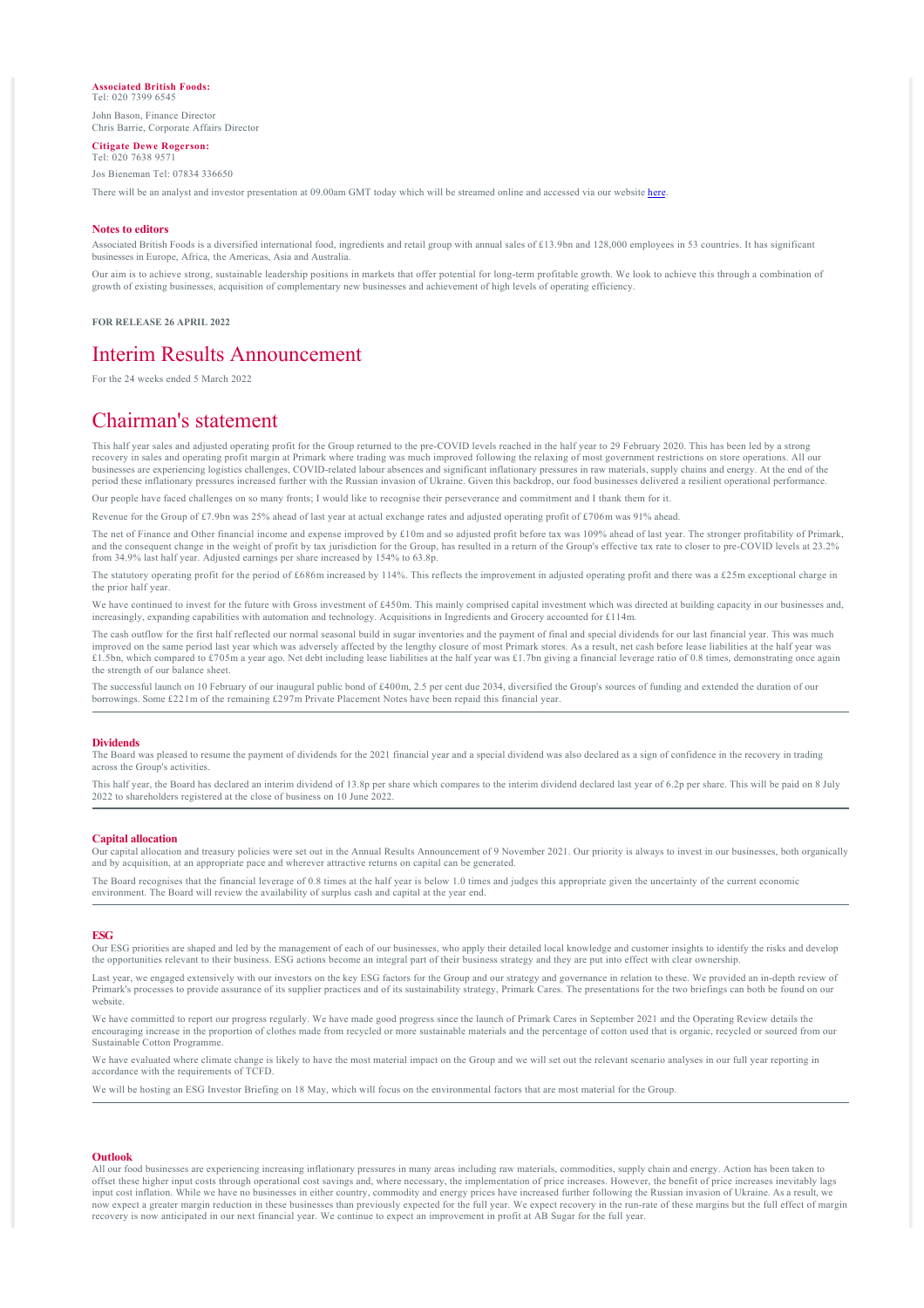**Associated British Foods:**
Tel: 020 7399 6545

John Bason, Finance Director
Chris Barrie, Corporate Affairs Director

**Citigate Dewe Rogerson:**
Tel: 020 7638 9571

Jos Bieneman Tel: 07834 336650

There will be an analyst and investor presentation at 09.00am GMT today which will be streamed online and accessed via our website here.

**Notes to editors**

Associated British Foods is a diversified international food, ingredients and retail group with annual sales of £13.9bn and 128,000 employees in 53 countries. It has significant businesses in Europe, Africa, the Americas, Asia and Australia.

Our aim is to achieve strong, sustainable leadership positions in markets that offer potential for long-term profitable growth. We look to achieve this through a combination of growth of existing businesses, acquisition of complementary new businesses and achievement of high levels of operating efficiency.

**FOR RELEASE 26 APRIL 2022**

# Interim Results Announcement

For the 24 weeks ended 5 March 2022

# Chairman's statement

This half year sales and adjusted operating profit for the Group returned to the pre-COVID levels reached in the half year to 29 February 2020. This has been led by a strong recovery in sales and operating profit margin at Primark where trading was much improved following the relaxing of most government restrictions on store operations. All our businesses are experiencing logistics challenges, COVID-related labour absences and significant inflationary pressures in raw materials, supply chains and energy. At the end of the period these inflationary pressures increased further with the Russian invasion of Ukraine. Given this backdrop, our food businesses delivered a resilient operational performance.

Our people have faced challenges on so many fronts; I would like to recognise their perseverance and commitment and I thank them for it.

Revenue for the Group of £7.9bn was 25% ahead of last year at actual exchange rates and adjusted operating profit of £706m was 91% ahead.

The net of Finance and Other financial income and expense improved by £10m and so adjusted profit before tax was 109% ahead of last year. The stronger profitability of Primark, and the consequent change in the weight of profit by tax jurisdiction for the Group, has resulted in a return of the Group's effective tax rate to closer to pre-COVID levels at 23.2% from 34.9% last half year. Adjusted earnings per share increased by 154% to 63.8p.

The statutory operating profit for the period of £686m increased by 114%. This reflects the improvement in adjusted operating profit and there was a £25m exceptional charge in the prior half year.

We have continued to invest for the future with Gross investment of £450m. This mainly comprised capital investment which was directed at building capacity in our businesses and, increasingly, expanding capabilities with automation and technology. Acquisitions in Ingredients and Grocery accounted for £114m.

The cash outflow for the first half reflected our normal seasonal build in sugar inventories and the payment of final and special dividends for our last financial year. This was much improved on the same period last year which was adversely affected by the lengthy closure of most Primark stores. As a result, net cash before lease liabilities at the half year was £1.5bn, which compared to £705m a year ago. Net debt including lease liabilities at the half year was £1.7bn giving a financial leverage ratio of 0.8 times, demonstrating once again the strength of our balance sheet.

The successful launch on 10 February of our inaugural public bond of £400m, 2.5 per cent due 2034, diversified the Group's sources of funding and extended the duration of our borrowings. Some £221m of the remaining £297m Private Placement Notes have been repaid this financial year.

## Dividends

The Board was pleased to resume the payment of dividends for the 2021 financial year and a special dividend was also declared as a sign of confidence in the recovery in trading across the Group's activities.

This half year, the Board has declared an interim dividend of 13.8p per share which compares to the interim dividend declared last year of 6.2p per share. This will be paid on 8 July 2022 to shareholders registered at the close of business on 10 June 2022.

## Capital allocation

Our capital allocation and treasury policies were set out in the Annual Results Announcement of 9 November 2021. Our priority is always to invest in our businesses, both organically and by acquisition, at an appropriate pace and wherever attractive returns on capital can be generated.

The Board recognises that the financial leverage of 0.8 times at the half year is below 1.0 times and judges this appropriate given the uncertainty of the current economic environment. The Board will review the availability of surplus cash and capital at the year end.

## ESG

Our ESG priorities are shaped and led by the management of each of our businesses, who apply their detailed local knowledge and customer insights to identify the risks and develop the opportunities relevant to their business strategy and they are put into effect with clear ownership.

Last year, we engaged extensively with our investors on the key ESG factors for the Group and our strategy and governance in relation to these. We provided an in-depth review of Primark's processes to provide assurance of its supplier practices and of its sustainability strategy, Primark Cares. The presentations for the two briefings can both be found on our website.

We have committed to report our progress regularly. We have made good progress since the launch of Primark Cares in September 2021 and the Operating Review details the encouraging increase in the proportion of clothes made from recycled or more sustainable materials and the percentage of cotton used that is organic, recycled or sourced from our Sustainable Cotton Programme.

We have evaluated where climate change is likely to have the most material impact on the Group and we will set out the relevant scenario analyses in our full year reporting in accordance with the requirements of TCFD.

We will be hosting an ESG Investor Briefing on 18 May, which will focus on the environmental factors that are most material for the Group.

## Outlook

All our food businesses are experiencing increasing inflationary pressures in many areas including raw materials, commodities, supply chain and energy. Action has been taken to offset these higher input costs through operational cost savings and, where necessary, the implementation of price increases. However, the benefit of price increases inevitably lags input cost inflation. While we have no businesses in either country, commodity and energy prices have increased further following the Russian invasion of Ukraine. As a result, we now expect a greater margin reduction in these businesses than previously expected for the full year. We expect recovery in the run-rate of these margins but the full effect of margin recovery is now anticipated in our next financial year. We continue to expect an improvement in profit at AB Sugar for the full year.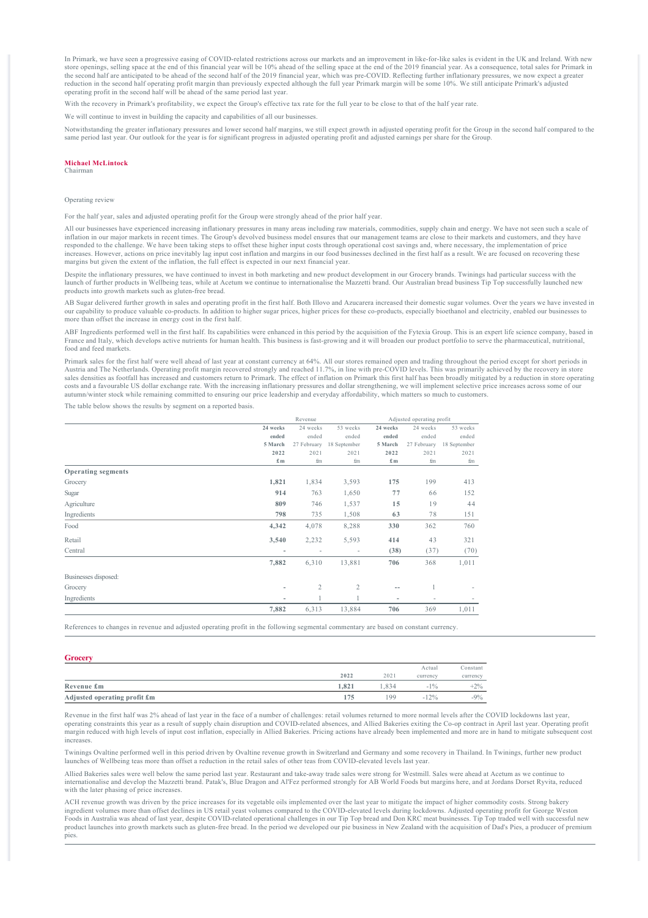In Primark, we have seen a progressive easing of COVID-related restrictions across our markets and an improvement in like-for-like sales is evident in the UK and Ireland. With new store openings, selling space at the end of this financial year will be 10% ahead of the selling space at the end of the 2019 financial year. As a consequence, total sales for Primark in the second half are anticipated to be ahead of the second half of the 2019 financial year, which was pre-COVID. Reflecting further inflationary pressures, we now expect a greater reduction in the second half operating profit margin than previously expected although the full year Primark margin will be some 10%. We still anticipate Primark's adjusted operating profit in the second half will be ahead of the same period last year.

With the recovery in Primark's profitability, we expect the Group's effective tax rate for the full year to be close to that of the half year rate.

We will continue to invest in building the capacity and capabilities of all our businesses.

Notwithstanding the greater inflationary pressures and lower second half margins, we still expect growth in adjusted operating profit for the Group in the second half compared to the same period last year. Our outlook for the year is for significant progress in adjusted operating profit and adjusted earnings per share for the Group.

**Michael McLintock**
Chairman

Operating review

For the half year, sales and adjusted operating profit for the Group were strongly ahead of the prior half year.

All our businesses have experienced increasing inflationary pressures in many areas including raw materials, commodities, supply chain and energy. We have not seen such a scale of inflation in our major markets in recent times. The Group's devolved business model ensures that our management teams are close to their markets and customers, and they have responded to the challenge. We have been taking steps to offset these higher input costs through operational cost savings and, where necessary, the implementation of price increases. However, actions on price inevitably lag input cost inflation and margins in our food businesses declined in the first half as a result. We are focused on recovering these margins but given the extent of the inflation, the full effect is expected in our next financial year.

Despite the inflationary pressures, we have continued to invest in both marketing and new product development in our Grocery brands. Twinings had particular success with the launch of further products in Wellbeing teas, while at Acetum we continue to internationalise the Mazzetti brand. Our Australian bread business Tip Top successfully launched new products into growth markets such as gluten-free bread.

AB Sugar delivered further growth in sales and operating profit in the first half. Both Illovo and Azucarera increased their domestic sugar volumes. Over the years we have invested in our capability to produce valuable co-products. In addition to higher sugar prices, higher prices for these co-products, especially bioethanol and electricity, enabled our businesses to more than offset the increase in energy cost in the first half.

ABF Ingredients performed well in the first half. Its capabilities were enhanced in this period by the acquisition of the Fytexia Group. This is an expert life science company, based in France and Italy, which develops active nutrients for human health. This business is fast-growing and it will broaden our product portfolio to serve the pharmaceutical, nutritional, food and feed markets.

Primark sales for the first half were well ahead of last year at constant currency at 64%. All our stores remained open and trading throughout the period except for short periods in Austria and The Netherlands. Operating profit margin recovered strongly and reached 11.7%, in line with pre-COVID levels. This was primarily achieved by the recovery in store sales densities as footfall has increased and customers return to Primark. The effect of inflation on Primark this first half has been broadly mitigated by a reduction in store operating costs and a favourable US dollar exchange rate. With the increasing inflationary pressures and dollar strengthening, we will implement selective price increases across some of our autumn/winter stock while remaining committed to ensuring our price leadership and everyday affordability, which matters so much to customers.

The table below shows the results by segment on a reported basis.

| | Revenue | | | Adjusted operating profit | | |
|---|---|---|---|---|---|---|
| | **24 weeks ended 5 March 2022 £m** | 24 weeks ended 27 February 2021 £m | 53 weeks ended 18 September 2021 £m | **24 weeks ended 5 March 2022 £m** | 24 weeks ended 27 February 2021 £m | 53 weeks ended 18 September 2021 £m |
| **Operating segments** | | | | | | |
| Grocery | **1,821** | 1,834 | 3,593 | **175** | 199 | 413 |
| Sugar | **914** | 763 | 1,650 | **77** | 66 | 152 |
| Agriculture | **809** | 746 | 1,537 | **15** | 19 | 44 |
| Ingredients | **798** | 735 | 1,508 | **63** | 78 | 151 |
| Food | **4,342** | 4,078 | 8,288 | **330** | 362 | 760 |
| Retail | **3,540** | 2,232 | 5,593 | **414** | 43 | 321 |
| Central | **-** | - | - | **(38)** | (37) | (70) |
| | **7,882** | 6,310 | 13,881 | **706** | 368 | 1,011 |
| Businesses disposed: | | | | | | |
| Grocery | **-** | 2 | 2 | **--** | 1 | - |
| Ingredients | **-** | 1 | 1 | **-** | - | - |
| | **7,882** | 6,313 | 13,884 | **706** | 369 | 1,011 |

References to changes in revenue and adjusted operating profit in the following segmental commentary are based on constant currency.

## Grocery

| | 2022 | 2021 | Actual currency | Constant currency |
|---|---|---|---|---|
| **Revenue £m** | **1,821** | 1,834 | -1% | +2% |
| **Adjusted operating profit £m** | **175** | 199 | -12% | -9% |

Revenue in the first half was 2% ahead of last year in the face of a number of challenges: retail volumes returned to more normal levels after the COVID lockdowns last year, operating constraints this year as a result of supply chain disruption and COVID-related absences, and Allied Bakeries exiting the Co-op contract in April last year. Operating profit margin reduced with high levels of input cost inflation, especially in Allied Bakeries. Pricing actions have already been implemented and more are in hand to mitigate subsequent cost increases.

Twinings Ovaltine performed well in this period driven by Ovaltine revenue growth in Switzerland and Germany and some recovery in Thailand. In Twinings, further new product launches of Wellbeing teas more than offset a reduction in the retail sales of other teas from COVID-elevated levels last year.

Allied Bakeries sales were well below the same period last year. Restaurant and take-away trade sales were strong for Westmill. Sales were ahead at Acetum as we continue to internationalise and develop the Mazzetti brand. Patak's, Blue Dragon and Al'Fez performed strongly for AB World Foods but margins here, and at Jordans Dorset Ryvita, reduced with the later phasing of price increases.

ACH revenue growth was driven by the price increases for its vegetable oils implemented over the last year to mitigate the impact of higher commodity costs. Strong bakery ingredient volumes more than offset declines in US retail yeast volumes compared to the COVID-elevated levels during lockdowns. Adjusted operating profit for George Weston Foods in Australia was ahead of last year, despite COVID-related operational challenges in our Tip Top bread and Don KRC meat businesses. Tip Top traded well with successful new product launches into growth markets such as gluten-free bread. In the period we developed our pie business in New Zealand with the acquisition of Dad's Pies, a producer of premium pies.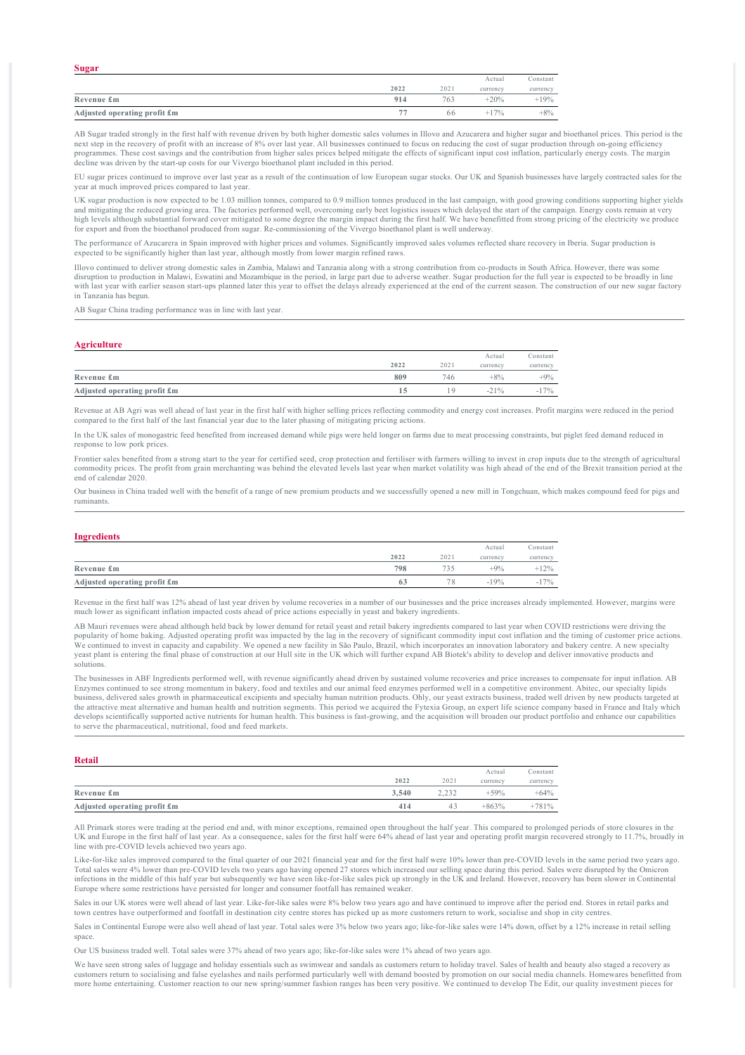## Sugar

| | 2022 | 2021 | Actual currency | Constant currency |
|---|---|---|---|---|
| **Revenue £m** | **914** | 763 | +20% | +19% |
| **Adjusted operating profit £m** | **77** | 66 | +17% | +8% |

AB Sugar traded strongly in the first half with revenue driven by both higher domestic sales volumes in Illovo and Azucarera and higher sugar and bioethanol prices. This period is the next step in the recovery of profit with an increase of 8% over last year. All businesses continued to focus on reducing the cost of sugar production through on-going efficiency programmes. These cost savings and the contribution from higher sales prices helped mitigate the effects of significant input cost inflation, particularly energy costs. The margin decline was driven by the start-up costs for our Vivergo bioethanol plant included in this period.

EU sugar prices continued to improve over last year as a result of the continuation of low European sugar stocks. Our UK and Spanish businesses have largely contracted sales for the year at much improved prices compared to last year.

UK sugar production is now expected to be 1.03 million tonnes, compared to 0.9 million tonnes produced in the last campaign, with good growing conditions supporting higher yields and mitigating the reduced growing area. The factories performed well, overcoming early beet logistics issues which delayed the start of the campaign. Energy costs remain at very high levels although substantial forward cover mitigated to some degree the margin impact during the first half. We have benefitted from strong pricing of the electricity we produce for export and from the bioethanol produced from sugar. Re-commissioning of the Vivergo bioethanol plant is well underway.

The performance of Azucarera in Spain improved with higher prices and volumes. Significantly improved sales volumes reflected share recovery in Iberia. Sugar production is expected to be significantly higher than last year, although mostly from lower margin refined raws.

Illovo continued to deliver strong domestic sales in Zambia, Malawi and Tanzania along with a strong contribution from co-products in South Africa. However, there was some disruption to production in Malawi, Eswatini and Mozambique in the period, in large part due to adverse weather. Sugar production for the full year is expected to be broadly in line with last year with earlier season start-ups planned later this year to offset the delays already experienced at the end of the current season. The construction of our new sugar factory in Tanzania has begun.

AB Sugar China trading performance was in line with last year.

## Agriculture

| | 2022 | 2021 | Actual currency | Constant currency |
|---|---|---|---|---|
| **Revenue £m** | **809** | 746 | +8% | +9% |
| **Adjusted operating profit £m** | **15** | 19 | -21% | -17% |

Revenue at AB Agri was well ahead of last year in the first half with higher selling prices reflecting commodity and energy cost increases. Profit margins were reduced in the period compared to the first half of the last financial year due to the later phasing of mitigating pricing actions.

In the UK sales of monogastric feed benefited from increased demand while pigs were held longer on farms due to meat processing constraints, but piglet feed demand reduced in response to low pork prices.

Frontier sales benefited from a strong start to the year for certified seed, crop protection and fertiliser with farmers willing to invest in crop inputs due to the strength of agricultural commodity prices. The profit from grain merchanting was behind the elevated levels last year when market volatility was high ahead of the end of the Brexit transition period at the end of calendar 2020.

Our business in China traded well with the benefit of a range of new premium products and we successfully opened a new mill in Tongchuan, which makes compound feed for pigs and ruminants.

## Ingredients

| | 2022 | 2021 | Actual currency | Constant currency |
|---|---|---|---|---|
| **Revenue £m** | **798** | 735 | +9% | +12% |
| **Adjusted operating profit £m** | **63** | 78 | -19% | -17% |

Revenue in the first half was 12% ahead of last year driven by volume recoveries in a number of our businesses and the price increases already implemented. However, margins were much lower as significant inflation impacted costs ahead of price actions especially in yeast and bakery ingredients.

AB Mauri revenues were ahead although held back by lower demand for retail yeast and retail bakery ingredients compared to last year when COVID restrictions were driving the popularity of home baking. Adjusted operating profit was impacted by the lag in the recovery of significant commodity input cost inflation and the timing of customer price actions. We continued to invest in capacity and capability. We opened a new facility in São Paulo, Brazil, which incorporates an innovation laboratory and bakery centre. A new specialty yeast plant is entering the final phase of construction at our Hull site in the UK which will further expand AB Biotek's ability to develop and deliver innovative products and solutions.

The businesses in ABF Ingredients performed well, with revenue significantly ahead driven by sustained volume recoveries and price increases to compensate for input inflation. AB Enzymes continued to see strong momentum in bakery, food and textiles and our animal feed enzymes performed well in a competitive environment. Abitec, our specialty lipids business, delivered sales growth in pharmaceutical excipients and specialty human nutrition products. Ohly, our yeast extracts business, traded well driven by new products targeted at the attractive meat alternative and human health and nutrition segments. This period we acquired the Fytexia Group, an expert life science company based in France and Italy which develops scientifically supported active nutrients for human health. This business is fast-growing, and the acquisition will broaden our product portfolio and enhance our capabilities to serve the pharmaceutical, nutritional, food and feed markets.

## Retail

| | 2022 | 2021 | Actual currency | Constant currency |
|---|---|---|---|---|
| **Revenue £m** | **3,540** | 2,232 | +59% | +64% |
| **Adjusted operating profit £m** | **414** | 43 | +863% | +781% |

All Primark stores were trading at the period end and, with minor exceptions, remained open throughout the half year. This compared to prolonged periods of store closures in the UK and Europe in the first half of last year. As a consequence, sales for the first half were 64% ahead of last year and operating profit margin recovered strongly to 11.7%, broadly in line with pre-COVID levels achieved two years ago.

Like-for-like sales improved compared to the final quarter of our 2021 financial year and for the first half were 10% lower than pre-COVID levels in the same period two years ago. Total sales were 4% lower than pre-COVID levels two years ago having opened 27 stores which increased our selling space during this period. Sales were disrupted by the Omicron infections in the middle of this half year but subsequently we have seen like-for-like sales pick up strongly in the UK and Ireland. However, recovery has been slower in Continental Europe where some restrictions have persisted for longer and consumer footfall has remained weaker.

Sales in our UK stores were well ahead of last year. Like-for-like sales were 8% below two years ago and have continued to improve after the period end. Stores in retail parks and town centres have outperformed and footfall in destination city centre stores has picked up as more customers return to work, socialise and shop in city centres.

Sales in Continental Europe were also well ahead of last year. Total sales were 3% below two years ago; like-for-like sales were 14% down, offset by a 12% increase in retail selling space.

Our US business traded well. Total sales were 37% ahead of two years ago; like-for-like sales were 1% ahead of two years ago.

We have seen strong sales of luggage and holiday essentials such as swimwear and sandals as customers return to holiday travel. Sales of health and beauty also staged a recovery as customers return to socialising and false eyelashes and nails performed particularly well with demand boosted by promotion on our social media channels. Homewares benefitted from more home entertaining. Customer reaction to our new spring/summer fashion ranges has been very positive. We continued to develop The Edit, our quality investment pieces for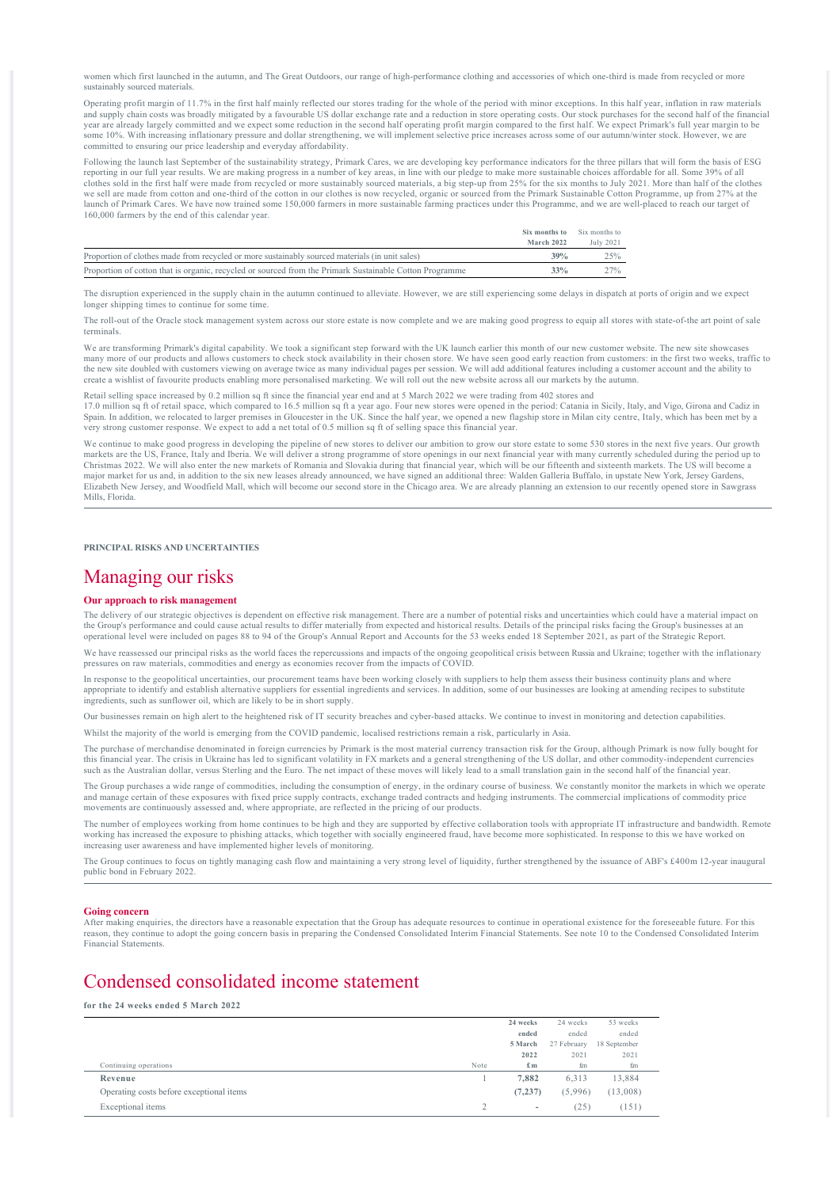women which first launched in the autumn, and The Great Outdoors, our range of high-performance clothing and accessories of which one-third is made from recycled or more sustainably sourced materials.

Operating profit margin of 11.7% in the first half mainly reflected our stores trading for the whole of the period with minor exceptions. In this half year, inflation in raw materials and supply chain costs was broadly mitigated by a favourable US dollar exchange rate and a reduction in store operating costs. Our stock purchases for the second half of the financial year are already largely committed and we expect some reduction in the second half operating profit margin compared to the first half. We expect Primark's full year margin to be some 10%. With increasing inflationary pressure and dollar strengthening, we will implement selective price increases across some of our autumn/winter stock. However, we are committed to ensuring our price leadership and everyday affordability.

Following the launch last September of the sustainability strategy, Primark Cares, we are developing key performance indicators for the three pillars that will form the basis of ESG reporting in our full year results. We are making progress in a number of key areas, in line with our pledge to make more sustainable choices affordable for all. Some 39% of all clothes sold in the first half were made from recycled or more sustainably sourced materials, a big step-up from 25% for the six months to July 2021. More than half of the clothes we sell are made from cotton and one-third of the cotton in our clothes is now recycled, organic or sourced from the Primark Sustainable Cotton Programme, up from 27% at the launch of Primark Cares. We have now trained some 150,000 farmers in more sustainable farming practices under this Programme, and we are well-placed to reach our target of 160,000 farmers by the end of this calendar year.

| | **Six months to March 2022** | Six months to July 2021 |
|---|---|---|
| Proportion of clothes made from recycled or more sustainably sourced materials (in unit sales) | **39%** | 25% |
| Proportion of cotton that is organic, recycled or sourced from the Primark Sustainable Cotton Programme | **33%** | 27% |

The disruption experienced in the supply chain in the autumn continued to alleviate. However, we are still experiencing some delays in dispatch at ports of origin and we expect longer shipping times to continue for some time.

The roll-out of the Oracle stock management system across our store estate is now complete and we are making good progress to equip all stores with state-of-the art point of sale terminals.

We are transforming Primark's digital capability. We took a significant step forward with the UK launch earlier this month of our new customer website. The new site showcases many more of our products and allows customers to check stock availability in their chosen store. We have seen good early reaction from customers: in the first two weeks, traffic to the new site doubled with customers viewing on average twice as many individual pages per session. We will add additional features including a customer account and the ability to create a wishlist of favourite products enabling more personalised marketing. We will roll out the new website across all our markets by the autumn.

Retail selling space increased by 0.2 million sq ft since the financial year end and at 5 March 2022 we were trading from 402 stores and
17.0 million sq ft of retail space, which compared to 16.5 million sq ft a year ago. Four new stores were opened in the period: Catania in Sicily, Italy, and Vigo, Girona and Cadiz in Spain. In addition, we relocated to larger premises in Gloucester in the UK. Since the half year, we opened a new flagship store in Milan city centre, Italy, which has been met by a very strong customer response. We expect to add a net total of 0.5 million sq ft of selling space this financial year.

We continue to make good progress in developing the pipeline of new stores to deliver our ambition to grow our store estate to some 530 stores in the next five years. Our growth markets are the US, France, Italy and Iberia. We will deliver a strong programme of store openings in our next financial year with many currently scheduled during the period up to Christmas 2022. We will also enter the new markets of Romania and Slovakia during that financial year, which will be our fifteenth and sixteenth markets. The US will become a major market for us and, in addition to the six new leases already announced, we have signed an additional three: Walden Galleria Buffalo, in upstate New York, Jersey Gardens, Elizabeth New Jersey, and Woodfield Mall, which will become our second store in the Chicago area. We are already planning an extension to our recently opened store in Sawgrass Mills, Florida.

**PRINCIPAL RISKS AND UNCERTAINTIES**

# Managing our risks

### Our approach to risk management

The delivery of our strategic objectives is dependent on effective risk management. There are a number of potential risks and uncertainties which could have a material impact on the Group's performance and could cause actual results to differ materially from expected and historical results. Details of the principal risks facing the Group's businesses at an operational level were included on pages 88 to 94 of the Group's Annual Report and Accounts for the 53 weeks ended 18 September 2021, as part of the Strategic Report.

We have reassessed our principal risks as the world faces the repercussions and impacts of the ongoing geopolitical crisis between Russia and Ukraine; together with the inflationary pressures on raw materials, commodities and energy as economies recover from the impacts of COVID.

In response to the geopolitical uncertainties, our procurement teams have been working closely with suppliers to help them assess their business continuity plans and where appropriate to identify and establish alternative suppliers for essential ingredients and services. In addition, some of our businesses are looking at amending recipes to substitute ingredients, such as sunflower oil, which are likely to be in short supply.

Our businesses remain on high alert to the heightened risk of IT security breaches and cyber-based attacks. We continue to invest in monitoring and detection capabilities.

Whilst the majority of the world is emerging from the COVID pandemic, localised restrictions remain a risk, particularly in Asia.

The purchase of merchandise denominated in foreign currencies by Primark is the most material currency transaction risk for the Group, although Primark is now fully bought for this financial year. The crisis in Ukraine has led to significant volatility in FX markets and a general strengthening of the US dollar, and other commodity-independent currencies such as the Australian dollar, versus Sterling and the Euro. The net impact of these moves will likely lead to a small translation gain in the second half of the financial year.

The Group purchases a wide range of commodities, including the consumption of energy, in the ordinary course of business. We constantly monitor the markets in which we operate and manage certain of these exposures with fixed price supply contracts, exchange traded contracts and hedging instruments. The commercial implications of commodity price movements are continuously assessed and, where appropriate, are reflected in the pricing of our products.

The number of employees working from home continues to be high and they are supported by effective collaboration tools with appropriate IT infrastructure and bandwidth. Remote working has increased the exposure to phishing attacks, which together with socially engineered fraud, have become more sophisticated. In response to this we have worked on increasing user awareness and have implemented higher levels of monitoring.

The Group continues to focus on tightly managing cash flow and maintaining a very strong level of liquidity, further strengthened by the issuance of ABF's £400m 12-year inaugural public bond in February 2022.

### Going concern

After making enquiries, the directors have a reasonable expectation that the Group has adequate resources to continue in operational existence for the foreseeable future. For this reason, they continue to adopt the going concern basis in preparing the Condensed Consolidated Interim Financial Statements. See note 10 to the Condensed Consolidated Interim Financial Statements.

# Condensed consolidated income statement

**for the 24 weeks ended 5 March 2022**

| Continuing operations | Note | **24 weeks ended 5 March 2022 £m** | 24 weeks ended 27 February 2021 £m | 53 weeks ended 18 September 2021 £m |
|---|---|---|---|---|
| **Revenue** | 1 | **7,882** | 6,313 | 13,884 |
| Operating costs before exceptional items | | **(7,237)** | (5,996) | (13,008) |
| Exceptional items | 2 | **-** | (25) | (151) |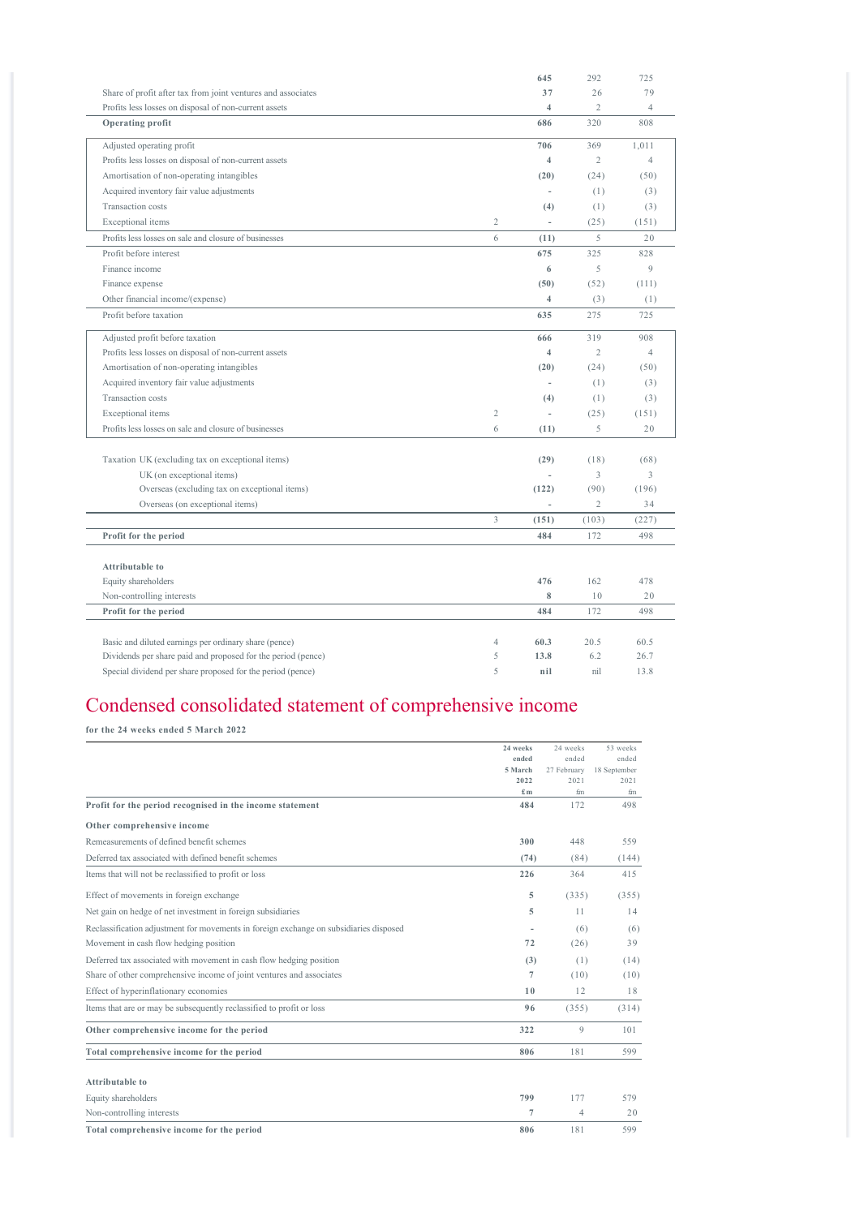| | Note | | | |
|---|---|---|---|---|
| | | **645** | 292 | 725 |
| Share of profit after tax from joint ventures and associates | | **37** | 26 | 79 |
| Profits less losses on disposal of non-current assets | | **4** | 2 | 4 |
| **Operating profit** | | **686** | 320 | 808 |
| Adjusted operating profit | | **706** | 369 | 1,011 |
| Profits less losses on disposal of non-current assets | | **4** | 2 | 4 |
| Amortisation of non-operating intangibles | | **(20)** | (24) | (50) |
| Acquired inventory fair value adjustments | | **-** | (1) | (3) |
| Transaction costs | | **(4)** | (1) | (3) |
| Exceptional items | 2 | **-** | (25) | (151) |
| Profits less losses on sale and closure of businesses | 6 | **(11)** | 5 | 20 |
| Profit before interest | | **675** | 325 | 828 |
| Finance income | | **6** | 5 | 9 |
| Finance expense | | **(50)** | (52) | (111) |
| Other financial income/(expense) | | **4** | (3) | (1) |
| Profit before taxation | | **635** | 275 | 725 |
| Adjusted profit before taxation | | **666** | 319 | 908 |
| Profits less losses on disposal of non-current assets | | **4** | 2 | 4 |
| Amortisation of non-operating intangibles | | **(20)** | (24) | (50) |
| Acquired inventory fair value adjustments | | **-** | (1) | (3) |
| Transaction costs | | **(4)** | (1) | (3) |
| Exceptional items | 2 | **-** | (25) | (151) |
| Profits less losses on sale and closure of businesses | 6 | **(11)** | 5 | 20 |
| Taxation UK (excluding tax on exceptional items) | | **(29)** | (18) | (68) |
| UK (on exceptional items) | | **-** | 3 | 3 |
| Overseas (excluding tax on exceptional items) | | **(122)** | (90) | (196) |
| Overseas (on exceptional items) | | **-** | 2 | 34 |
| | 3 | **(151)** | (103) | (227) |
| **Profit for the period** | | **484** | 172 | 498 |
| **Attributable to** | | | | |
| Equity shareholders | | **476** | 162 | 478 |
| Non-controlling interests | | **8** | 10 | 20 |
| **Profit for the period** | | **484** | 172 | 498 |
| Basic and diluted earnings per ordinary share (pence) | 4 | **60.3** | 20.5 | 60.5 |
| Dividends per share paid and proposed for the period (pence) | 5 | **13.8** | 6.2 | 26.7 |
| Special dividend per share proposed for the period (pence) | 5 | **nil** | nil | 13.8 |

# Condensed consolidated statement of comprehensive income

**for the 24 weeks ended 5 March 2022**

| | **24 weeks ended 5 March 2022 £m** | 24 weeks ended 27 February 2021 £m | 53 weeks ended 18 September 2021 £m |
|---|---|---|---|
| **Profit for the period recognised in the income statement** | **484** | 172 | 498 |
| **Other comprehensive income** | | | |
| Remeasurements of defined benefit schemes | **300** | 448 | 559 |
| Deferred tax associated with defined benefit schemes | **(74)** | (84) | (144) |
| Items that will not be reclassified to profit or loss | **226** | 364 | 415 |
| Effect of movements in foreign exchange | **5** | (335) | (355) |
| Net gain on hedge of net investment in foreign subsidiaries | **5** | 11 | 14 |
| Reclassification adjustment for movements in foreign exchange on subsidiaries disposed | **-** | (6) | (6) |
| Movement in cash flow hedging position | **72** | (26) | 39 |
| Deferred tax associated with movement in cash flow hedging position | **(3)** | (1) | (14) |
| Share of other comprehensive income of joint ventures and associates | **7** | (10) | (10) |
| Effect of hyperinflationary economies | **10** | 12 | 18 |
| Items that are or may be subsequently reclassified to profit or loss | **96** | (355) | (314) |
| **Other comprehensive income for the period** | **322** | 9 | 101 |
| **Total comprehensive income for the period** | **806** | 181 | 599 |
| **Attributable to** | | | |
| Equity shareholders | **799** | 177 | 579 |
| Non-controlling interests | **7** | 4 | 20 |
| **Total comprehensive income for the period** | **806** | 181 | 599 |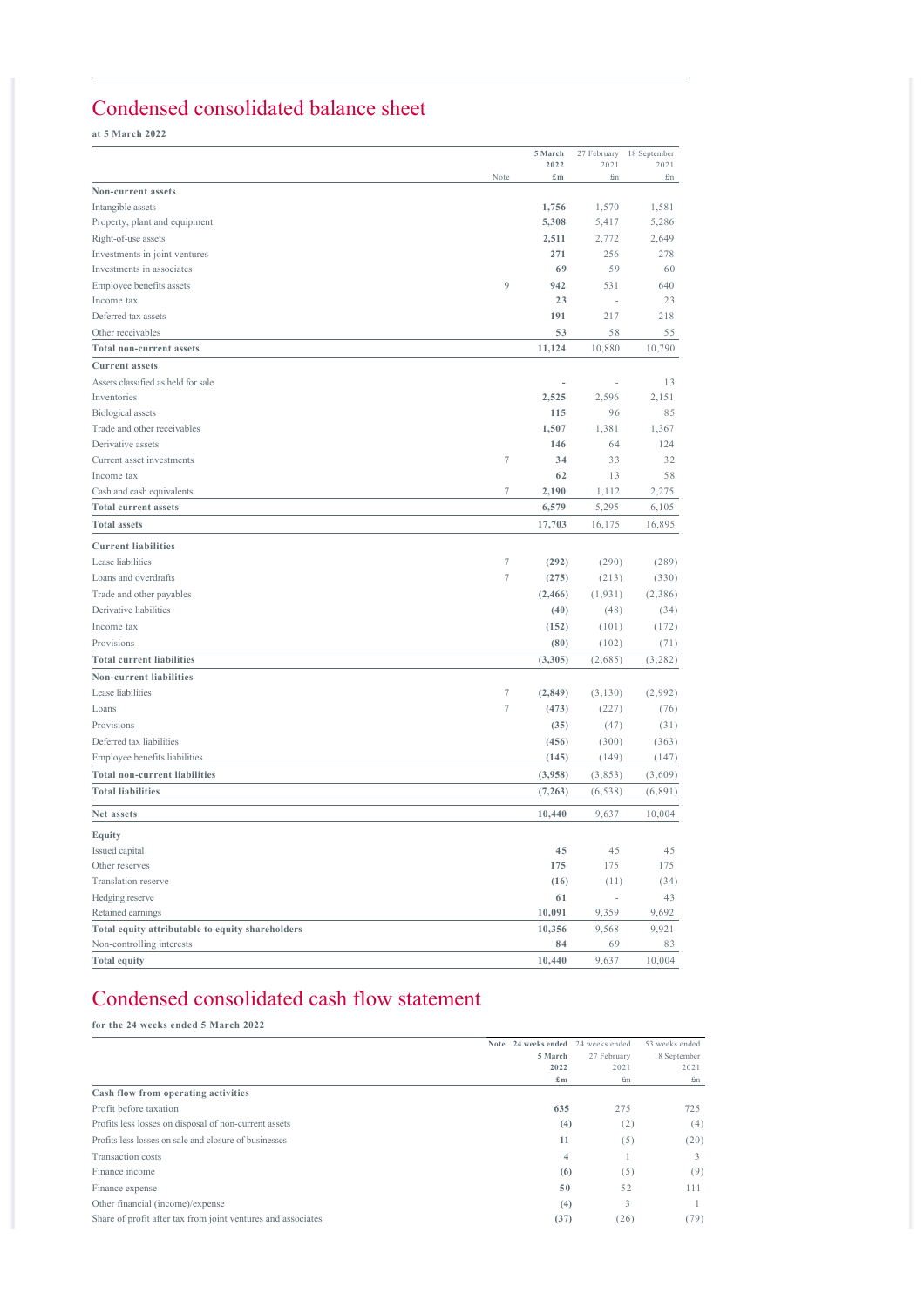# Condensed consolidated balance sheet

**at 5 March 2022**

| | Note | 5 March 2022 £m | 27 February 2021 £m | 18 September 2021 £m |
|---|---|---|---|---|
| **Non-current assets** | | | | |
| Intangible assets | | **1,756** | 1,570 | 1,581 |
| Property, plant and equipment | | **5,308** | 5,417 | 5,286 |
| Right-of-use assets | | **2,511** | 2,772 | 2,649 |
| Investments in joint ventures | | **271** | 256 | 278 |
| Investments in associates | | **69** | 59 | 60 |
| Employee benefits assets | 9 | **942** | 531 | 640 |
| Income tax | | **23** | - | 23 |
| Deferred tax assets | | **191** | 217 | 218 |
| Other receivables | | **53** | 58 | 55 |
| **Total non-current assets** | | **11,124** | 10,880 | 10,790 |
| **Current assets** | | | | |
| Assets classified as held for sale | | **-** | - | 13 |
| Inventories | | **2,525** | 2,596 | 2,151 |
| Biological assets | | **115** | 96 | 85 |
| Trade and other receivables | | **1,507** | 1,381 | 1,367 |
| Derivative assets | | **146** | 64 | 124 |
| Current asset investments | 7 | **34** | 33 | 32 |
| Income tax | | **62** | 13 | 58 |
| Cash and cash equivalents | 7 | **2,190** | 1,112 | 2,275 |
| **Total current assets** | | **6,579** | 5,295 | 6,105 |
| **Total assets** | | **17,703** | 16,175 | 16,895 |
| **Current liabilities** | | | | |
| Lease liabilities | 7 | **(292)** | (290) | (289) |
| Loans and overdrafts | 7 | **(275)** | (213) | (330) |
| Trade and other payables | | **(2,466)** | (1,931) | (2,386) |
| Derivative liabilities | | **(40)** | (48) | (34) |
| Income tax | | **(152)** | (101) | (172) |
| Provisions | | **(80)** | (102) | (71) |
| **Total current liabilities** | | **(3,305)** | (2,685) | (3,282) |
| **Non-current liabilities** | | | | |
| Lease liabilities | 7 | **(2,849)** | (3,130) | (2,992) |
| Loans | 7 | **(473)** | (227) | (76) |
| Provisions | | **(35)** | (47) | (31) |
| Deferred tax liabilities | | **(456)** | (300) | (363) |
| Employee benefits liabilities | | **(145)** | (149) | (147) |
| **Total non-current liabilities** | | **(3,958)** | (3,853) | (3,609) |
| **Total liabilities** | | **(7,263)** | (6,538) | (6,891) |
| **Net assets** | | **10,440** | 9,637 | 10,004 |
| **Equity** | | | | |
| Issued capital | | **45** | 45 | 45 |
| Other reserves | | **175** | 175 | 175 |
| Translation reserve | | **(16)** | (11) | (34) |
| Hedging reserve | | **61** | - | 43 |
| Retained earnings | | **10,091** | 9,359 | 9,692 |
| **Total equity attributable to equity shareholders** | | **10,356** | 9,568 | 9,921 |
| Non-controlling interests | | **84** | 69 | 83 |
| **Total equity** | | **10,440** | 9,637 | 10,004 |

# Condensed consolidated cash flow statement

**for the 24 weeks ended 5 March 2022**

| | Note | 24 weeks ended 5 March 2022 £m | 24 weeks ended 27 February 2021 £m | 53 weeks ended 18 September 2021 £m |
|---|---|---|---|---|
| **Cash flow from operating activities** | | | | |
| Profit before taxation | | **635** | 275 | 725 |
| Profits less losses on disposal of non-current assets | | **(4)** | (2) | (4) |
| Profits less losses on sale and closure of businesses | | **11** | (5) | (20) |
| Transaction costs | | **4** | 1 | 3 |
| Finance income | | **(6)** | (5) | (9) |
| Finance expense | | **50** | 52 | 111 |
| Other financial (income)/expense | | **(4)** | 3 | 1 |
| Share of profit after tax from joint ventures and associates | | **(37)** | (26) | (79) |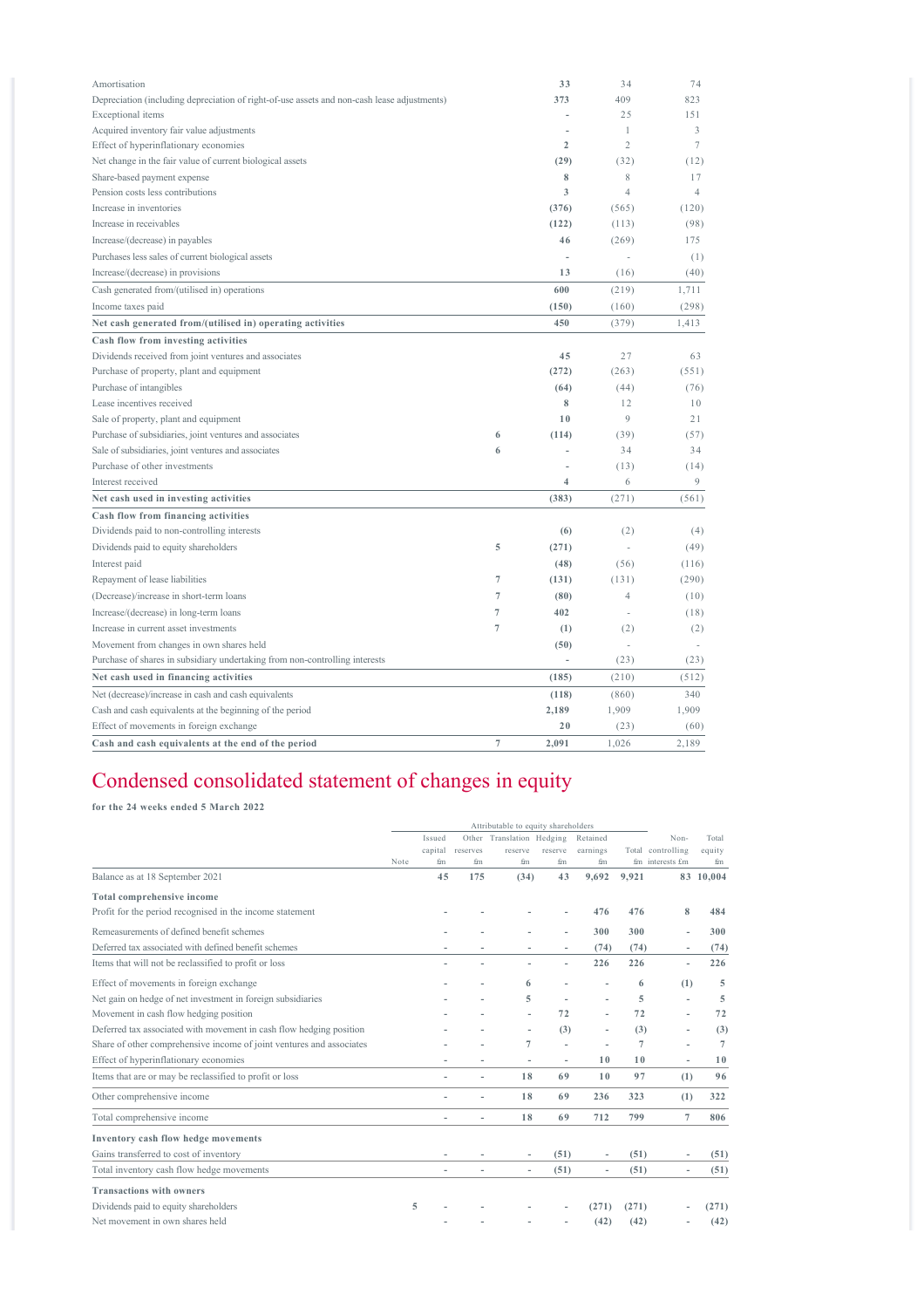| | Note | | | |
|---|---|---|---|---|
| Amortisation | | **33** | 34 | 74 |
| Depreciation (including depreciation of right-of-use assets and non-cash lease adjustments) | | **373** | 409 | 823 |
| Exceptional items | | **-** | 25 | 151 |
| Acquired inventory fair value adjustments | | **-** | 1 | 3 |
| Effect of hyperinflationary economies | | **2** | 2 | 7 |
| Net change in the fair value of current biological assets | | **(29)** | (32) | (12) |
| Share-based payment expense | | **8** | 8 | 17 |
| Pension costs less contributions | | **3** | 4 | 4 |
| Increase in inventories | | **(376)** | (565) | (120) |
| Increase in receivables | | **(122)** | (113) | (98) |
| Increase/(decrease) in payables | | **46** | (269) | 175 |
| Purchases less sales of current biological assets | | **-** | - | (1) |
| Increase/(decrease) in provisions | | **13** | (16) | (40) |
| Cash generated from/(utilised in) operations | | **600** | (219) | 1,711 |
| Income taxes paid | | **(150)** | (160) | (298) |
| **Net cash generated from/(utilised in) operating activities** | | **450** | (379) | 1,413 |
| **Cash flow from investing activities** | | | | |
| Dividends received from joint ventures and associates | | **45** | 27 | 63 |
| Purchase of property, plant and equipment | | **(272)** | (263) | (551) |
| Purchase of intangibles | | **(64)** | (44) | (76) |
| Lease incentives received | | **8** | 12 | 10 |
| Sale of property, plant and equipment | | **10** | 9 | 21 |
| Purchase of subsidiaries, joint ventures and associates | 6 | **(114)** | (39) | (57) |
| Sale of subsidiaries, joint ventures and associates | 6 | **-** | 34 | 34 |
| Purchase of other investments | | **-** | (13) | (14) |
| Interest received | | **4** | 6 | 9 |
| **Net cash used in investing activities** | | **(383)** | (271) | (561) |
| **Cash flow from financing activities** | | | | |
| Dividends paid to non-controlling interests | | **(6)** | (2) | (4) |
| Dividends paid to equity shareholders | 5 | **(271)** | - | (49) |
| Interest paid | | **(48)** | (56) | (116) |
| Repayment of lease liabilities | 7 | **(131)** | (131) | (290) |
| (Decrease)/increase in short-term loans | 7 | **(80)** | 4 | (10) |
| Increase/(decrease) in long-term loans | 7 | **402** | - | (18) |
| Increase in current asset investments | 7 | **(1)** | (2) | (2) |
| Movement from changes in own shares held | | **(50)** | - | - |
| Purchase of shares in subsidiary undertaking from non-controlling interests | | **-** | (23) | (23) |
| **Net cash used in financing activities** | | **(185)** | (210) | (512) |
| Net (decrease)/increase in cash and cash equivalents | | **(118)** | (860) | 340 |
| Cash and cash equivalents at the beginning of the period | | **2,189** | 1,909 | 1,909 |
| Effect of movements in foreign exchange | | **20** | (23) | (60) |
| **Cash and cash equivalents at the end of the period** | 7 | **2,091** | 1,026 | 2,189 |

# Condensed consolidated statement of changes in equity

**for the 24 weeks ended 5 March 2022**

| | | Attributable to equity shareholders | | | | | | | |
|---|---|---|---|---|---|---|---|---|---|
| | Note | Issued capital £m | Other reserves £m | Translation reserve £m | Hedging reserve £m | Retained earnings £m | Total £m | Non-controlling interests £m | Total equity £m |
| Balance as at 18 September 2021 | | **45** | **175** | **(34)** | **43** | **9,692** | **9,921** | **83** | **10,004** |
| **Total comprehensive income** | | | | | | | | | |
| Profit for the period recognised in the income statement | | - | - | - | - | **476** | **476** | **8** | **484** |
| Remeasurements of defined benefit schemes | | - | - | - | - | **300** | **300** | - | **300** |
| Deferred tax associated with defined benefit schemes | | - | - | - | - | **(74)** | **(74)** | - | **(74)** |
| Items that will not be reclassified to profit or loss | | - | - | - | - | **226** | **226** | - | **226** |
| Effect of movements in foreign exchange | | - | - | **6** | - | - | **6** | **(1)** | **5** |
| Net gain on hedge of net investment in foreign subsidiaries | | - | - | **5** | - | - | **5** | - | **5** |
| Movement in cash flow hedging position | | - | - | - | **72** | - | **72** | - | **72** |
| Deferred tax associated with movement in cash flow hedging position | | - | - | - | **(3)** | - | **(3)** | - | **(3)** |
| Share of other comprehensive income of joint ventures and associates | | - | - | **7** | - | - | **7** | - | **7** |
| Effect of hyperinflationary economies | | - | - | - | - | **10** | **10** | - | **10** |
| Items that are or may be reclassified to profit or loss | | - | - | **18** | **69** | **10** | **97** | **(1)** | **96** |
| Other comprehensive income | | - | - | **18** | **69** | **236** | **323** | **(1)** | **322** |
| Total comprehensive income | | - | - | **18** | **69** | **712** | **799** | **7** | **806** |
| **Inventory cash flow hedge movements** | | | | | | | | | |
| Gains transferred to cost of inventory | | - | - | - | **(51)** | - | **(51)** | - | **(51)** |
| Total inventory cash flow hedge movements | | - | - | - | **(51)** | - | **(51)** | - | **(51)** |
| **Transactions with owners** | | | | | | | | | |
| Dividends paid to equity shareholders | 5 | - | - | - | - | **(271)** | **(271)** | - | **(271)** |
| Net movement in own shares held | | - | - | - | - | **(42)** | **(42)** | - | **(42)** |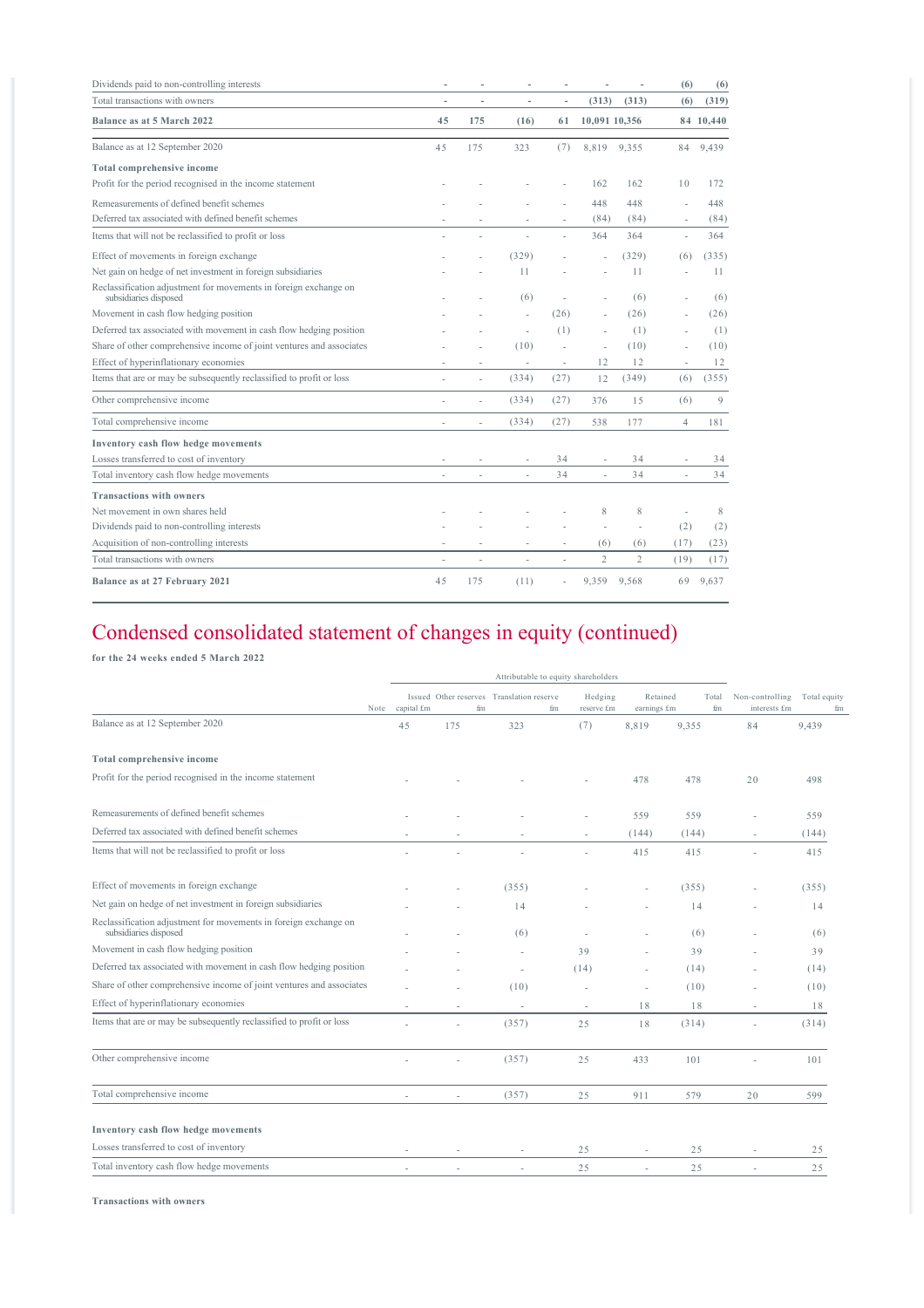| | | | | | | | | | |
|---|---|---|---|---|---|---|---|---|---|
| Dividends paid to non-controlling interests | - | - | - | - | - | - | (6) | (6) |
| Total transactions with owners | - | - | - | - | (313) | (313) | (6) | (319) |
| **Balance as at 5 March 2022** | **45** | **175** | **(16)** | **61** | **10,091** | **10,356** | **84** | **10,440** |

| | | | | | | | | |
|---|---|---|---|---|---|---|---|---|
| Balance as at 12 September 2020 | 45 | 175 | 323 | (7) | 8,819 | 9,355 | 84 | 9,439 |
| **Total comprehensive income** | | | | | | | | |
| Profit for the period recognised in the income statement | - | - | - | - | 162 | 162 | 10 | 172 |
| Remeasurements of defined benefit schemes | - | - | - | - | 448 | 448 | - | 448 |
| Deferred tax associated with defined benefit schemes | - | - | - | - | (84) | (84) | - | (84) |
| Items that will not be reclassified to profit or loss | - | - | - | - | 364 | 364 | - | 364 |
| Effect of movements in foreign exchange | - | - | (329) | - | - | (329) | (6) | (335) |
| Net gain on hedge of net investment in foreign subsidiaries | - | - | 11 | - | - | 11 | - | 11 |
| Reclassification adjustment for movements in foreign exchange on subsidiaries disposed | - | - | (6) | - | - | (6) | - | (6) |
| Movement in cash flow hedging position | - | - | - | (26) | - | (26) | - | (26) |
| Deferred tax associated with movement in cash flow hedging position | - | - | - | (1) | - | (1) | - | (1) |
| Share of other comprehensive income of joint ventures and associates | - | - | (10) | - | - | (10) | - | (10) |
| Effect of hyperinflationary economies | - | - | - | - | 12 | 12 | - | 12 |
| Items that are or may be subsequently reclassified to profit or loss | - | - | (334) | (27) | 12 | (349) | (6) | (355) |
| Other comprehensive income | - | - | (334) | (27) | 376 | 15 | (6) | 9 |
| Total comprehensive income | - | - | (334) | (27) | 538 | 177 | 4 | 181 |
| **Inventory cash flow hedge movements** | | | | | | | | |
| Losses transferred to cost of inventory | - | - | - | 34 | - | 34 | - | 34 |
| Total inventory cash flow hedge movements | - | - | - | 34 | - | 34 | - | 34 |
| **Transactions with owners** | | | | | | | | |
| Net movement in own shares held | - | - | - | - | 8 | 8 | - | 8 |
| Dividends paid to non-controlling interests | - | - | - | - | - | - | (2) | (2) |
| Acquisition of non-controlling interests | - | - | - | - | (6) | (6) | (17) | (23) |
| Total transactions with owners | - | - | - | - | 2 | 2 | (19) | (17) |
| **Balance as at 27 February 2021** | 45 | 175 | (11) | - | 9,359 | 9,568 | 69 | 9,637 |

# Condensed consolidated statement of changes in equity (continued)

**for the 24 weeks ended 5 March 2022**

| | | Attributable to equity shareholders | | | | | | | |
|---|---|---|---|---|---|---|---|---|---|
| | Note | Issued capital £m | Other reserves £m | Translation reserve £m | Hedging reserve £m | Retained earnings £m | Total £m | Non-controlling interests £m | Total equity £m |
| Balance as at 12 September 2020 | | 45 | 175 | 323 | (7) | 8,819 | 9,355 | 84 | 9,439 |
| **Total comprehensive income** | | | | | | | | | |
| Profit for the period recognised in the income statement | | - | - | - | - | 478 | 478 | 20 | 498 |
| Remeasurements of defined benefit schemes | | - | - | - | - | 559 | 559 | - | 559 |
| Deferred tax associated with defined benefit schemes | | - | - | - | - | (144) | (144) | - | (144) |
| Items that will not be reclassified to profit or loss | | - | - | - | - | 415 | 415 | - | 415 |
| Effect of movements in foreign exchange | | - | - | (355) | - | - | (355) | - | (355) |
| Net gain on hedge of net investment in foreign subsidiaries | | - | - | 14 | - | - | 14 | - | 14 |
| Reclassification adjustment for movements in foreign exchange on subsidiaries disposed | | - | - | (6) | - | - | (6) | - | (6) |
| Movement in cash flow hedging position | | - | - | - | 39 | - | 39 | - | 39 |
| Deferred tax associated with movement in cash flow hedging position | | - | - | - | (14) | - | (14) | - | (14) |
| Share of other comprehensive income of joint ventures and associates | | - | - | (10) | - | - | (10) | - | (10) |
| Effect of hyperinflationary economies | | - | - | - | - | 18 | 18 | - | 18 |
| Items that are or may be subsequently reclassified to profit or loss | | - | - | (357) | 25 | 18 | (314) | - | (314) |
| Other comprehensive income | | - | - | (357) | 25 | 433 | 101 | - | 101 |
| Total comprehensive income | | - | - | (357) | 25 | 911 | 579 | 20 | 599 |
| **Inventory cash flow hedge movements** | | | | | | | | | |
| Losses transferred to cost of inventory | | - | - | - | 25 | - | 25 | - | 25 |
| Total inventory cash flow hedge movements | | - | - | - | 25 | - | 25 | - | 25 |
| **Transactions with owners** | | | | | | | | | |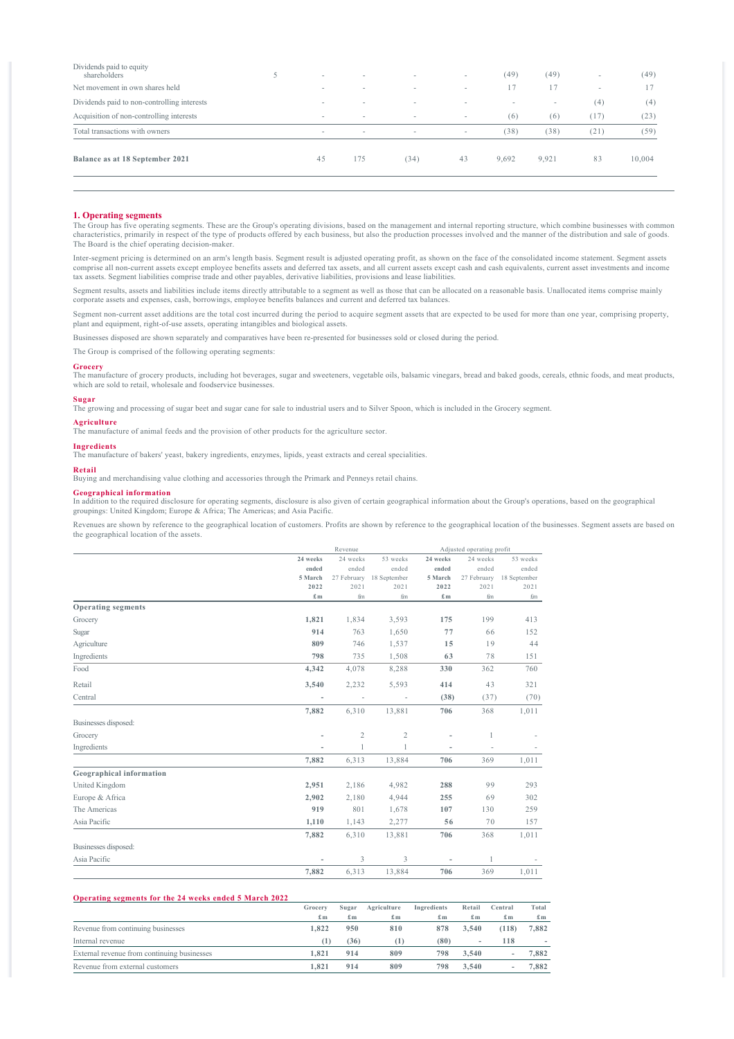| | | | | | | | | | |
|---|---|---|---|---|---|---|---|---|---|
| Dividends paid to equity shareholders | 5 | - | - | - | - | (49) | (49) | - | (49) |
| Net movement in own shares held | | - | - | - | - | 17 | 17 | - | 17 |
| Dividends paid to non-controlling interests | | - | - | - | - | - | - | (4) | (4) |
| Acquisition of non-controlling interests | | - | - | - | - | (6) | (6) | (17) | (23) |
| Total transactions with owners | | - | - | - | - | (38) | (38) | (21) | (59) |
| **Balance as at 18 September 2021** | | 45 | 175 | (34) | 43 | 9,692 | 9,921 | 83 | 10,004 |

## 1. Operating segments

The Group has five operating segments. These are the Group's operating divisions, based on the management and internal reporting structure, which combine businesses with common characteristics, primarily in respect of the type of products offered by each business, but also the production processes involved and the manner of the distribution and sale of goods. The Board is the chief operating decision-maker.

Inter-segment pricing is determined on an arm's length basis. Segment result is adjusted operating profit, as shown on the face of the consolidated income statement. Segment assets comprise all non-current assets except employee benefits assets and deferred tax assets, and all current assets except cash and cash equivalents, current asset investments and income tax assets. Segment liabilities comprise trade and other payables, derivative liabilities, provisions and lease liabilities.

Segment results, assets and liabilities include items directly attributable to a segment as well as those that can be allocated on a reasonable basis. Unallocated items comprise mainly corporate assets and expenses, cash, borrowings, employee benefits balances and current and deferred tax balances.

Segment non-current asset additions are the total cost incurred during the period to acquire segment assets that are expected to be used for more than one year, comprising property, plant and equipment, right-of-use assets, operating intangibles and biological assets.

Businesses disposed are shown separately and comparatives have been re-presented for businesses sold or closed during the period.

The Group is comprised of the following operating segments:

### Grocery

The manufacture of grocery products, including hot beverages, sugar and sweeteners, vegetable oils, balsamic vinegars, bread and baked goods, cereals, ethnic foods, and meat products, which are sold to retail, wholesale and foodservice businesses.

### Sugar

The growing and processing of sugar beet and sugar cane for sale to industrial users and to Silver Spoon, which is included in the Grocery segment.

### Agriculture

The manufacture of animal feeds and the provision of other products for the agriculture sector.

### Ingredients

The manufacture of bakers' yeast, bakery ingredients, enzymes, lipids, yeast extracts and cereal specialities.

### Retail

Buying and merchandising value clothing and accessories through the Primark and Penneys retail chains.

### Geographical information

In addition to the required disclosure for operating segments, disclosure is also given of certain geographical information about the Group's operations, based on the geographical groupings: United Kingdom; Europe & Africa; The Americas; and Asia Pacific.

Revenues are shown by reference to the geographical location of customers. Profits are shown by reference to the geographical location of the businesses. Segment assets are based on the geographical location of the assets.

| | Revenue | | | Adjusted operating profit | | |
|---|---|---|---|---|---|---|
| | **24 weeks ended 5 March 2022 £m** | 24 weeks ended 27 February 2021 £m | 53 weeks ended 18 September 2021 £m | **24 weeks ended 5 March 2022 £m** | 24 weeks ended 27 February 2021 £m | 53 weeks ended 18 September 2021 £m |
| **Operating segments** | | | | | | |
| Grocery | **1,821** | 1,834 | 3,593 | **175** | 199 | 413 |
| Sugar | **914** | 763 | 1,650 | **77** | 66 | 152 |
| Agriculture | **809** | 746 | 1,537 | **15** | 19 | 44 |
| Ingredients | **798** | 735 | 1,508 | **63** | 78 | 151 |
| Food | **4,342** | 4,078 | 8,288 | **330** | 362 | 760 |
| Retail | **3,540** | 2,232 | 5,593 | **414** | 43 | 321 |
| Central | **-** | - | - | **(38)** | (37) | (70) |
| | **7,882** | 6,310 | 13,881 | **706** | 368 | 1,011 |
| Businesses disposed: | | | | | | |
| Grocery | **-** | 2 | 2 | **-** | 1 | - |
| Ingredients | **-** | 1 | 1 | **-** | - | - |
| | **7,882** | 6,313 | 13,884 | **706** | 369 | 1,011 |
| **Geographical information** | | | | | | |
| United Kingdom | **2,951** | 2,186 | 4,982 | **288** | 99 | 293 |
| Europe & Africa | **2,902** | 2,180 | 4,944 | **255** | 69 | 302 |
| The Americas | **919** | 801 | 1,678 | **107** | 130 | 259 |
| Asia Pacific | **1,110** | 1,143 | 2,277 | **56** | 70 | 157 |
| | **7,882** | 6,310 | 13,881 | **706** | 368 | 1,011 |
| Businesses disposed: | | | | | | |
| Asia Pacific | **-** | 3 | 3 | **-** | 1 | - |
| | **7,882** | 6,313 | 13,884 | **706** | 369 | 1,011 |

### Operating segments for the 24 weeks ended 5 March 2022

| | Grocery £m | Sugar £m | Agriculture £m | Ingredients £m | Retail £m | Central £m | Total £m |
|---|---|---|---|---|---|---|---|
| Revenue from continuing businesses | 1,822 | 950 | 810 | 878 | 3,540 | (118) | 7,882 |
| Internal revenue | (1) | (36) | (1) | (80) | - | 118 | - |
| External revenue from continuing businesses | 1,821 | 914 | 809 | 798 | 3,540 | - | 7,882 |
| Revenue from external customers | 1,821 | 914 | 809 | 798 | 3,540 | - | 7,882 |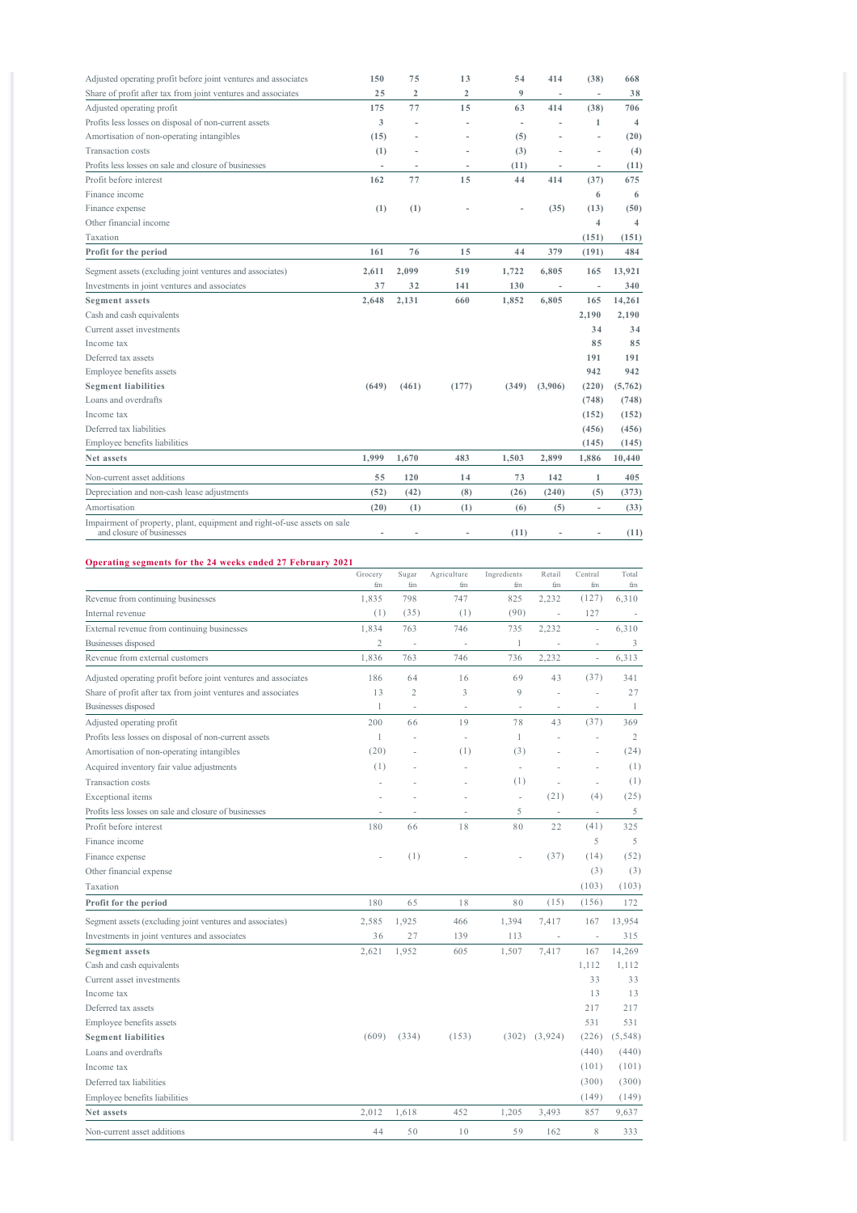| | Grocery £m | Sugar £m | Agriculture £m | Ingredients £m | Retail £m | Central £m | Total £m |
|---|---|---|---|---|---|---|---|
| Adjusted operating profit before joint ventures and associates | 150 | 75 | 13 | 54 | 414 | (38) | 668 |
| Share of profit after tax from joint ventures and associates | 25 | 2 | 2 | 9 | - | - | 38 |
| Adjusted operating profit | 175 | 77 | 15 | 63 | 414 | (38) | 706 |
| Profits less losses on disposal of non-current assets | 3 | - | - | - | - | 1 | 4 |
| Amortisation of non-operating intangibles | (15) | - | - | (5) | - | - | (20) |
| Transaction costs | (1) | - | - | (3) | - | - | (4) |
| Profits less losses on sale and closure of businesses | - | - | - | (11) | - | - | (11) |
| Profit before interest | 162 | 77 | 15 | 44 | 414 | (37) | 675 |
| Finance income | | | | | | 6 | 6 |
| Finance expense | (1) | (1) | - | - | (35) | (13) | (50) |
| Other financial income | | | | | | 4 | 4 |
| Taxation | | | | | | (151) | (151) |
| **Profit for the period** | 161 | 76 | 15 | 44 | 379 | (191) | 484 |
| Segment assets (excluding joint ventures and associates) | 2,611 | 2,099 | 519 | 1,722 | 6,805 | 165 | 13,921 |
| Investments in joint ventures and associates | 37 | 32 | 141 | 130 | - | - | 340 |
| **Segment assets** | 2,648 | 2,131 | 660 | 1,852 | 6,805 | 165 | 14,261 |
| Cash and cash equivalents | | | | | | 2,190 | 2,190 |
| Current asset investments | | | | | | 34 | 34 |
| Income tax | | | | | | 85 | 85 |
| Deferred tax assets | | | | | | 191 | 191 |
| Employee benefits assets | | | | | | 942 | 942 |
| **Segment liabilities** | (649) | (461) | (177) | (349) | (3,906) | (220) | (5,762) |
| Loans and overdrafts | | | | | | (748) | (748) |
| Income tax | | | | | | (152) | (152) |
| Deferred tax liabilities | | | | | | (456) | (456) |
| Employee benefits liabilities | | | | | | (145) | (145) |
| **Net assets** | 1,999 | 1,670 | 483 | 1,503 | 2,899 | 1,886 | 10,440 |
| Non-current asset additions | 55 | 120 | 14 | 73 | 142 | 1 | 405 |
| Depreciation and non-cash lease adjustments | (52) | (42) | (8) | (26) | (240) | (5) | (373) |
| Amortisation | (20) | (1) | (1) | (6) | (5) | - | (33) |
| Impairment of property, plant, equipment and right-of-use assets on sale and closure of businesses | - | - | - | (11) | - | - | (11) |

## Operating segments for the 24 weeks ended 27 February 2021

| | Grocery £m | Sugar £m | Agriculture £m | Ingredients £m | Retail £m | Central £m | Total £m |
|---|---|---|---|---|---|---|---|
| Revenue from continuing businesses | 1,835 | 798 | 747 | 825 | 2,232 | (127) | 6,310 |
| Internal revenue | (1) | (35) | (1) | (90) | - | 127 | - |
| External revenue from continuing businesses | 1,834 | 763 | 746 | 735 | 2,232 | - | 6,310 |
| Businesses disposed | 2 | - | - | 1 | - | - | 3 |
| Revenue from external customers | 1,836 | 763 | 746 | 736 | 2,232 | - | 6,313 |
| Adjusted operating profit before joint ventures and associates | 186 | 64 | 16 | 69 | 43 | (37) | 341 |
| Share of profit after tax from joint ventures and associates | 13 | 2 | 3 | 9 | - | - | 27 |
| Businesses disposed | 1 | - | - | - | - | - | 1 |
| Adjusted operating profit | 200 | 66 | 19 | 78 | 43 | (37) | 369 |
| Profits less losses on disposal of non-current assets | 1 | - | - | 1 | - | - | 2 |
| Amortisation of non-operating intangibles | (20) | - | (1) | (3) | - | - | (24) |
| Acquired inventory fair value adjustments | (1) | - | - | - | - | - | (1) |
| Transaction costs | - | - | - | (1) | - | - | (1) |
| Exceptional items | - | - | - | - | (21) | (4) | (25) |
| Profits less losses on sale and closure of businesses | - | - | - | 5 | - | - | 5 |
| Profit before interest | 180 | 66 | 18 | 80 | 22 | (41) | 325 |
| Finance income | | | | | | 5 | 5 |
| Finance expense | - | (1) | - | - | (37) | (14) | (52) |
| Other financial expense | | | | | | (3) | (3) |
| Taxation | | | | | | (103) | (103) |
| **Profit for the period** | 180 | 65 | 18 | 80 | (15) | (156) | 172 |
| Segment assets (excluding joint ventures and associates) | 2,585 | 1,925 | 466 | 1,394 | 7,417 | 167 | 13,954 |
| Investments in joint ventures and associates | 36 | 27 | 139 | 113 | - | - | 315 |
| **Segment assets** | 2,621 | 1,952 | 605 | 1,507 | 7,417 | 167 | 14,269 |
| Cash and cash equivalents | | | | | | 1,112 | 1,112 |
| Current asset investments | | | | | | 33 | 33 |
| Income tax | | | | | | 13 | 13 |
| Deferred tax assets | | | | | | 217 | 217 |
| Employee benefits assets | | | | | | 531 | 531 |
| **Segment liabilities** | (609) | (334) | (153) | (302) | (3,924) | (226) | (5,548) |
| Loans and overdrafts | | | | | | (440) | (440) |
| Income tax | | | | | | (101) | (101) |
| Deferred tax liabilities | | | | | | (300) | (300) |
| Employee benefits liabilities | | | | | | (149) | (149) |
| **Net assets** | 2,012 | 1,618 | 452 | 1,205 | 3,493 | 857 | 9,637 |
| Non-current asset additions | 44 | 50 | 10 | 59 | 162 | 8 | 333 |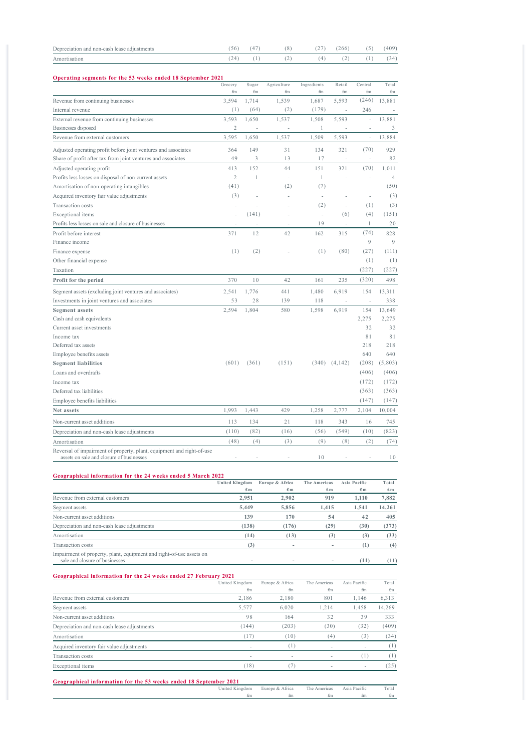| | | | | | | | |
|---|---|---|---|---|---|---|---|
| Depreciation and non-cash lease adjustments | (56) | (47) | (8) | (27) | (266) | (5) | (409) |
| Amortisation | (24) | (1) | (2) | (4) | (2) | (1) | (34) |

**Operating segments for the 53 weeks ended 18 September 2021**

| | Grocery £m | Sugar £m | Agriculture £m | Ingredients £m | Retail £m | Central £m | Total £m |
|---|---|---|---|---|---|---|---|
| Revenue from continuing businesses | 3,594 | 1,714 | 1,539 | 1,687 | 5,593 | (246) | 13,881 |
| Internal revenue | (1) | (64) | (2) | (179) | - | 246 | - |
| External revenue from continuing businesses | 3,593 | 1,650 | 1,537 | 1,508 | 5,593 | - | 13,881 |
| Businesses disposed | 2 | - | - | 1 | - | - | 3 |
| Revenue from external customers | 3,595 | 1,650 | 1,537 | 1,509 | 5,593 | - | 13,884 |
| Adjusted operating profit before joint ventures and associates | 364 | 149 | 31 | 134 | 321 | (70) | 929 |
| Share of profit after tax from joint ventures and associates | 49 | 3 | 13 | 17 | - | - | 82 |
| Adjusted operating profit | 413 | 152 | 44 | 151 | 321 | (70) | 1,011 |
| Profits less losses on disposal of non-current assets | 2 | 1 | - | 1 | - | - | 4 |
| Amortisation of non-operating intangibles | (41) | - | (2) | (7) | - | - | (50) |
| Acquired inventory fair value adjustments | (3) | - | - | - | - | - | (3) |
| Transaction costs | - | - | - | (2) | - | (1) | (3) |
| Exceptional items | - | (141) | - | - | (6) | (4) | (151) |
| Profits less losses on sale and closure of businesses | - | - | - | 19 | - | 1 | 20 |
| Profit before interest | 371 | 12 | 42 | 162 | 315 | (74) | 828 |
| Finance income | | | | | | 9 | 9 |
| Finance expense | (1) | (2) | - | (1) | (80) | (27) | (111) |
| Other financial expense | | | | | | (1) | (1) |
| Taxation | | | | | | (227) | (227) |
| **Profit for the period** | 370 | 10 | 42 | 161 | 235 | (320) | 498 |
| Segment assets (excluding joint ventures and associates) | 2,541 | 1,776 | 441 | 1,480 | 6,919 | 154 | 13,311 |
| Investments in joint ventures and associates | 53 | 28 | 139 | 118 | - | - | 338 |
| **Segment assets** | 2,594 | 1,804 | 580 | 1,598 | 6,919 | 154 | 13,649 |
| Cash and cash equivalents | | | | | | 2,275 | 2,275 |
| Current asset investments | | | | | | 32 | 32 |
| Income tax | | | | | | 81 | 81 |
| Deferred tax assets | | | | | | 218 | 218 |
| Employee benefits assets | | | | | | 640 | 640 |
| **Segment liabilities** | (601) | (361) | (151) | (340) | (4,142) | (208) | (5,803) |
| Loans and overdrafts | | | | | | (406) | (406) |
| Income tax | | | | | | (172) | (172) |
| Deferred tax liabilities | | | | | | (363) | (363) |
| Employee benefits liabilities | | | | | | (147) | (147) |
| **Net assets** | 1,993 | 1,443 | 429 | 1,258 | 2,777 | 2,104 | 10,004 |
| Non-current asset additions | 113 | 134 | 21 | 118 | 343 | 16 | 745 |
| Depreciation and non-cash lease adjustments | (110) | (82) | (16) | (56) | (549) | (10) | (823) |
| Amortisation | (48) | (4) | (3) | (9) | (8) | (2) | (74) |
| Reversal of impairment of property, plant, equipment and right-of-use assets on sale and closure of businesses | - | - | - | 10 | - | - | 10 |

**Geographical information for the 24 weeks ended 5 March 2022**

| | **United Kingdom £m** | **Europe & Africa £m** | **The Americas £m** | **Asia Pacific £m** | **Total £m** |
|---|---|---|---|---|---|
| Revenue from external customers | **2,951** | **2,902** | **919** | **1,110** | **7,882** |
| Segment assets | **5,449** | **5,856** | **1,415** | **1,541** | **14,261** |
| Non-current asset additions | **139** | **170** | **54** | **42** | **405** |
| Depreciation and non-cash lease adjustments | **(138)** | **(176)** | **(29)** | **(30)** | **(373)** |
| Amortisation | **(14)** | **(13)** | **(3)** | **(3)** | **(33)** |
| Transaction costs | **(3)** | **-** | **-** | **(1)** | **(4)** |
| Impairment of property, plant, equipment and right-of-use assets on sale and closure of businesses | **-** | **-** | **-** | **(11)** | **(11)** |

**Geographical information for the 24 weeks ended 27 February 2021**

| | United Kingdom £m | Europe & Africa £m | The Americas £m | Asia Pacific £m | Total £m |
|---|---|---|---|---|---|
| Revenue from external customers | 2,186 | 2,180 | 801 | 1,146 | 6,313 |
| Segment assets | 5,577 | 6,020 | 1,214 | 1,458 | 14,269 |
| Non-current asset additions | 98 | 164 | 32 | 39 | 333 |
| Depreciation and non-cash lease adjustments | (144) | (203) | (30) | (32) | (409) |
| Amortisation | (17) | (10) | (4) | (3) | (34) |
| Acquired inventory fair value adjustments | - | (1) | - | - | (1) |
| Transaction costs | - | - | - | (1) | (1) |
| Exceptional items | (18) | (7) | - | - | (25) |

**Geographical information for the 53 weeks ended 18 September 2021**

| | United Kingdom £m | Europe & Africa £m | The Americas £m | Asia Pacific £m | Total £m |
|---|---|---|---|---|---|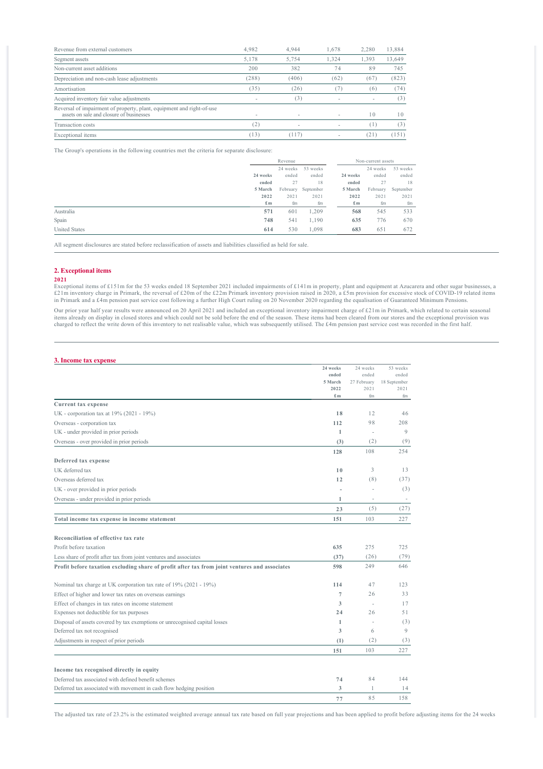| | | | | | |
|---|---|---|---|---|---|
| Revenue from external customers | 4,982 | 4,944 | 1,678 | 2,280 | 13,884 |
| Segment assets | 5,178 | 5,754 | 1,324 | 1,393 | 13,649 |
| Non-current asset additions | 200 | 382 | 74 | 89 | 745 |
| Depreciation and non-cash lease adjustments | (288) | (406) | (62) | (67) | (823) |
| Amortisation | (35) | (26) | (7) | (6) | (74) |
| Acquired inventory fair value adjustments | - | (3) | - | - | (3) |
| Reversal of impairment of property, plant, equipment and right-of-use assets on sale and closure of businesses | - | - | - | 10 | 10 |
| Transaction costs | (2) | - | - | (1) | (3) |
| Exceptional items | (13) | (117) | - | (21) | (151) |

The Group's operations in the following countries met the criteria for separate disclosure:

| | Revenue | | | Non-current assets | | |
|---|---|---|---|---|---|---|
| | **24 weeks ended 5 March 2022 £m** | 24 weeks ended 27 February 2021 £m | 53 weeks ended 18 September 2021 £m | **24 weeks ended 5 March 2022 £m** | 24 weeks ended 27 February 2021 £m | 53 weeks ended 18 September 2021 £m |
| Australia | **571** | 601 | 1,209 | **568** | 545 | 533 |
| Spain | **748** | 541 | 1,190 | **635** | 776 | 670 |
| United States | **614** | 530 | 1,098 | **683** | 651 | 672 |

All segment disclosures are stated before reclassification of assets and liabilities classified as held for sale.

## 2. Exceptional items

**2021**

Exceptional items of £151m for the 53 weeks ended 18 September 2021 included impairments of £141m in property, plant and equipment at Azucarera and other sugar businesses, a £21m inventory charge in Primark, the reversal of £20m of the £22m Primark inventory provision raised in 2020, a £5m provision for excessive stock of COVID-19 related items in Primark and a £4m pension past service cost following a further High Court ruling on 20 November 2020 regarding the equalisation of Guaranteed Minimum Pensions.

Our prior year half year results were announced on 20 April 2021 and included an exceptional inventory impairment charge of £21m in Primark, which related to certain seasonal items already on display in closed stores and which could not be sold before the end of the season. These items had been cleared from our stores and the exceptional provision was charged to reflect the write down of this inventory to net realisable value, which was subsequently utilised. The £4m pension past service cost was recorded in the first half.

## 3. Income tax expense

| | **24 weeks ended 5 March 2022 £m** | 24 weeks ended 27 February 2021 £m | 53 weeks ended 18 September 2021 £m |
|---|---|---|---|
| **Current tax expense** | | | |
| UK - corporation tax at 19% (2021 - 19%) | **18** | 12 | 46 |
| Overseas - corporation tax | **112** | 98 | 208 |
| UK - under provided in prior periods | **1** | - | 9 |
| Overseas - over provided in prior periods | **(3)** | (2) | (9) |
| | **128** | 108 | 254 |
| **Deferred tax expense** | | | |
| UK deferred tax | **10** | 3 | 13 |
| Overseas deferred tax | **12** | (8) | (37) |
| UK - over provided in prior periods | **-** | - | (3) |
| Overseas - under provided in prior periods | **1** | - | - |
| | **23** | (5) | (27) |
| **Total income tax expense in income statement** | **151** | 103 | 227 |
| | | | |
| **Reconciliation of effective tax rate** | | | |
| Profit before taxation | **635** | 275 | 725 |
| Less share of profit after tax from joint ventures and associates | **(37)** | (26) | (79) |
| **Profit before taxation excluding share of profit after tax from joint ventures and associates** | **598** | 249 | 646 |
| | | | |
| Nominal tax charge at UK corporation tax rate of 19% (2021 - 19%) | **114** | 47 | 123 |
| Effect of higher and lower tax rates on overseas earnings | **7** | 26 | 33 |
| Effect of changes in tax rates on income statement | **3** | - | 17 |
| Expenses not deductible for tax purposes | **24** | 26 | 51 |
| Disposal of assets covered by tax exemptions or unrecognised capital losses | **1** | - | (3) |
| Deferred tax not recognised | **3** | 6 | 9 |
| Adjustments in respect of prior periods | **(1)** | (2) | (3) |
| | **151** | 103 | 227 |
| | | | |
| **Income tax recognised directly in equity** | | | |
| Deferred tax associated with defined benefit schemes | **74** | 84 | 144 |
| Deferred tax associated with movement in cash flow hedging position | **3** | 1 | 14 |
| | **77** | 85 | 158 |

The adjusted tax rate of 23.2% is the estimated weighted average annual tax rate based on full year projections and has been applied to profit before adjusting items for the 24 weeks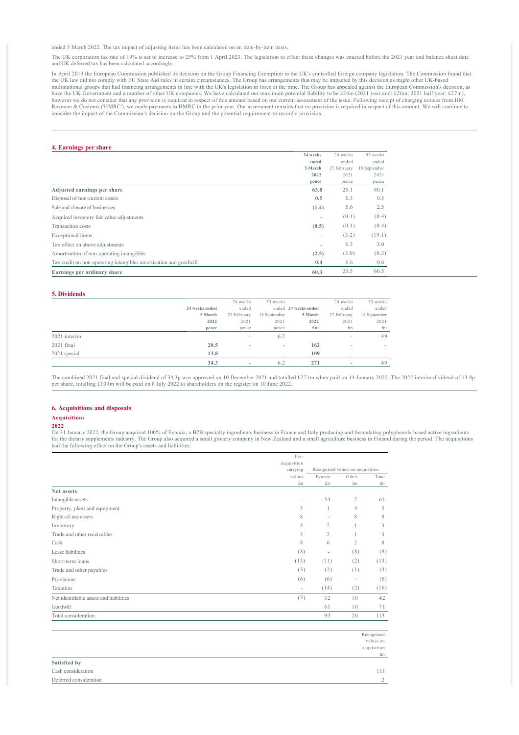ended 5 March 2022. The tax impact of adjusting items has been calculated on an item-by-item basis.

The UK corporation tax rate of 19% is set to increase to 25% from 1 April 2023. The legislation to effect these changes was enacted before the 2021 year end balance sheet date and UK deferred tax has been calculated accordingly.

In April 2019 the European Commission published its decision on the Group Financing Exemption in the UK's controlled foreign company legislation. The Commission found that the UK law did not comply with EU State Aid rules in certain circumstances. The Group has arrangements that may be impacted by this decision as might other UK-based multinational groups that had financing arrangements in line with the UK's legislation in force at the time. The Group has appealed against the European Commission's decision, as have the UK Government and a number of other UK companies. We have calculated our maximum potential liability to be £26m (2021 year end: £26m; 2021 half year: £27m), however we do not consider that any provision is required in respect of this amount based on our current assessment of the issue. Following receipt of charging notices from HM Revenue & Customs ('HMRC'), we made payments to HMRC in the prior year. Our assessment remains that no provision is required in respect of this amount. We will continue to consider the impact of the Commission's decision on the Group and the potential requirement to record a provision.

## 4. Earnings per share

| | **24 weeks ended 5 March 2022 pence** | 24 weeks ended 27 February 2021 pence | 53 weeks ended 18 September 2021 pence |
|---|---|---|---|
| **Adjusted earnings per share** | **63.8** | 25.1 | 80.1 |
| Disposal of non-current assets | **0.5** | 0.3 | 0.5 |
| Sale and closure of businesses | **(1.4)** | 0.6 | 2.5 |
| Acquired inventory fair value adjustments | **-** | (0.1) | (0.4) |
| Transaction costs | **(0.5)** | (0.1) | (0.4) |
| Exceptional items | **-** | (3.2) | (19.1) |
| Tax effect on above adjustments | **-** | 0.3 | 3.0 |
| Amortisation of non-operating intangibles | **(2.5)** | (3.0) | (6.3) |
| Tax credit on non-operating intangibles amortisation and goodwill | **0.4** | 0.6 | 0.6 |
| **Earnings per ordinary share** | **60.3** | 20.5 | 60.5 |

## 5. Dividends

| | **24 weeks ended 5 March 2022 pence** | 24 weeks ended 27 February 2021 pence | 53 weeks ended 18 September 2021 pence | **24 weeks ended 5 March 2022 £m** | 24 weeks ended 27 February 2021 £m | 53 weeks ended 18 September 2021 £m |
|---|---|---|---|---|---|---|
| 2021 interim | | - | 6.2 | | - | 49 |
| 2021 final | **20.5** | - | - | **162** | - | - |
| 2021 special | **13.8** | - | - | **109** | - | - |
| | **34.3** | - | 6.2 | **271** | - | 49 |

The combined 2021 final and special dividend of 34.3p was approved on 10 December 2021 and totalled £271m when paid on 14 January 2022. The 2022 interim dividend of 13.8p per share, totalling £109m will be paid on 8 July 2022 to shareholders on the register on 10 June 2022.

## 6. Acquisitions and disposals

### Acquisitions

**2022**

On 31 January 2022, the Group acquired 100% of Fytexia, a B2B specialty ingredients business in France and Italy producing and formulating polyphenols-based active ingredients for the dietary supplements industry. The Group also acquired a small grocery company in New Zealand and a small agriculture business in Finland during the period. The acquisitions had the following effect on the Group's assets and liabilities:

| | Pre-acquisition carrying values £m | Recognised values on acquisition | | |
|---|---|---|---|---|
| | | Fytexia £m | Other £m | Total £m |
| **Net assets** | | | | |
| Intangible assets | - | 54 | 7 | 61 |
| Property, plant and equipment | 5 | 1 | 4 | 5 |
| Right-of-use assets | 8 | - | 8 | 8 |
| Inventory | 3 | 2 | 1 | 3 |
| Trade and other receivables | 3 | 2 | 1 | 3 |
| Cash | 8 | 6 | 2 | 8 |
| Lease liabilities | (8) | - | (8) | (8) |
| Short-term loans | (13) | (11) | (2) | (13) |
| Trade and other payables | (3) | (2) | (1) | (3) |
| Provisions | (6) | (6) | - | (6) |
| Taxation | - | (14) | (2) | (16) |
| Net identifiable assets and liabilities | (3) | 32 | 10 | 42 |
| Goodwill | | 61 | 10 | 71 |
| Total consideration | | 93 | 20 | 113 |

| | Recognised values on acquisition £m |
|---|---|
| **Satisfied by** | |
| Cash consideration | 111 |
| Deferred consideration | 2 |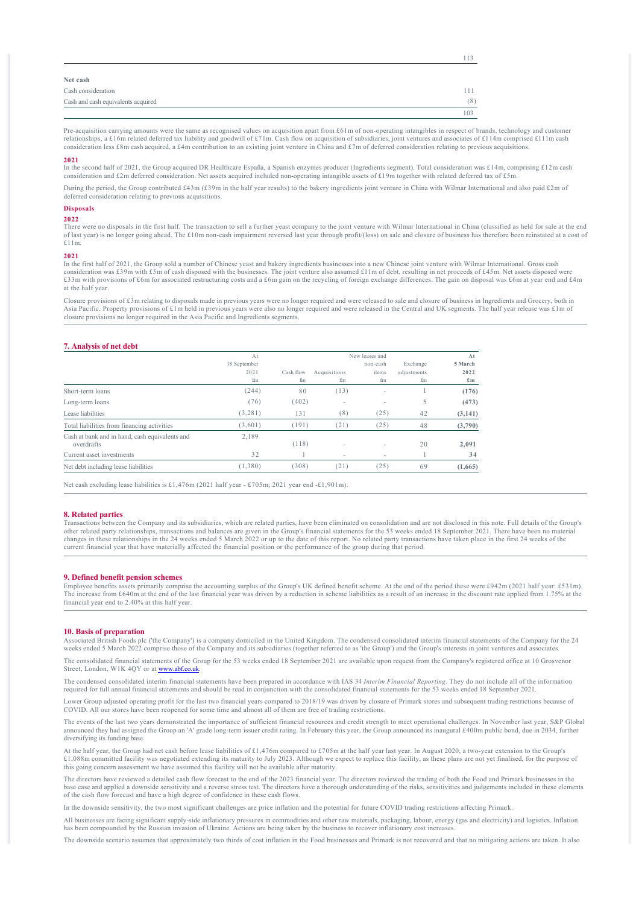| | 113 |
|---|---|
| **Net cash** | |
| Cash consideration | 111 |
| Cash and cash equivalents acquired | (8) |
| | 103 |

Pre-acquisition carrying amounts were the same as recognised values on acquisition apart from £61m of non-operating intangibles in respect of brands, technology and customer relationships, a £16m related deferred tax liability and goodwill of £71m. Cash flow on acquisition of subsidiaries, joint ventures and associates of £114m comprised £111m cash consideration less £8m cash acquired, a £4m contribution to an existing joint venture in China and £7m of deferred consideration relating to previous acquisitions.

**2021**

In the second half of 2021, the Group acquired DR Healthcare España, a Spanish enzymes producer (Ingredients segment). Total consideration was £14m, comprising £12m cash consideration and £2m deferred consideration. Net assets acquired included non-operating intangible assets of £19m together with related deferred tax of £5m.

During the period, the Group contributed £43m (£39m in the half year results) to the bakery ingredients joint venture in China with Wilmar International and also paid £2m of deferred consideration relating to previous acquisitions.

**Disposals**

**2022**

There were no disposals in the first half. The transaction to sell a further yeast company to the joint venture with Wilmar International in China (classified as held for sale at the end of last year) is no longer going ahead. The £10m non-cash impairment reversed last year through profit/(loss) on sale and closure of business has therefore been reinstated at a cost of £11m.

**2021**

In the first half of 2021, the Group sold a number of Chinese yeast and bakery ingredients businesses into a new Chinese joint venture with Wilmar International. Gross cash consideration was £39m with £5m of cash disposed with the businesses. The joint venture also assumed £11m of debt, resulting in net proceeds of £45m. Net assets disposed were £33m with provisions of £6m for associated restructuring costs and a £6m gain on the recycling of foreign exchange differences. The gain on disposal was £6m at year end and £4m at the half year.

Closure provisions of £3m relating to disposals made in previous years were no longer required and were released to sale and closure of business in Ingredients and Grocery, both in Asia Pacific. Property provisions of £1m held in previous years were also no longer required and were released in the Central and UK segments. The half year release was £1m of closure provisions no longer required in the Asia Pacific and Ingredients segments.

## 7. Analysis of net debt

| | At 18 September 2021 £m | Cash flow £m | Acquisitions £m | New leases and non-cash items £m | Exchange adjustments £m | **At 5 March 2022 £m** |
|---|---|---|---|---|---|---|
| Short-term loans | (244) | 80 | (13) | - | 1 | **(176)** |
| Long-term loans | (76) | (402) | - | - | 5 | **(473)** |
| Lease liabilities | (3,281) | 131 | (8) | (25) | 42 | **(3,141)** |
| Total liabilities from financing activities | (3,601) | (191) | (21) | (25) | 48 | **(3,790)** |
| Cash at bank and in hand, cash equivalents and overdrafts | 2,189 | (118) | - | - | 20 | **2,091** |
| Current asset investments | 32 | 1 | - | - | 1 | **34** |
| Net debt including lease liabilities | (1,380) | (308) | (21) | (25) | 69 | **(1,665)** |

Net cash excluding lease liabilities is £1,476m (2021 half year - £705m; 2021 year end -£1,901m).

## 8. Related parties

Transactions between the Company and its subsidiaries, which are related parties, have been eliminated on consolidation and are not disclosed in this note. Full details of the Group's other related party relationships, transactions and balances are given in the Group's financial statements for the 53 weeks ended 18 September 2021. There have been no material changes in these relationships in the 24 weeks ended 5 March 2022 or up to the date of this report. No related party transactions have taken place in the first 24 weeks of the current financial year that have materially affected the financial position or the performance of the group during that period.

## 9. Defined benefit pension schemes

Employee benefits assets primarily comprise the accounting surplus of the Group's UK defined benefit scheme. At the end of the period these were £942m (2021 half year: £531m). The increase from £640m at the end of the last financial year was driven by a reduction in scheme liabilities as a result of an increase in the discount rate applied from 1.75% at the financial year end to 2.40% at this half year.

## 10. Basis of preparation

Associated British Foods plc ('the Company') is a company domiciled in the United Kingdom. The condensed consolidated interim financial statements of the Company for the 24 weeks ended 5 March 2022 comprise those of the Company and its subsidiaries (together referred to as 'the Group') and the Group's interests in joint ventures and associates.

The consolidated financial statements of the Group for the 53 weeks ended 18 September 2021 are available upon request from the Company's registered office at 10 Grosvenor Street, London, W1K 4QY or at www.abf.co.uk.

The condensed consolidated interim financial statements have been prepared in accordance with IAS 34 *Interim Financial Reporting*. They do not include all of the information required for full annual financial statements and should be read in conjunction with the consolidated financial statements for the 53 weeks ended 18 September 2021.

Lower Group adjusted operating profit for the last two financial years compared to 2018/19 was driven by closure of Primark stores and subsequent trading restrictions because of COVID. All our stores have been reopened for some time and almost all of them are free of trading restrictions.

The events of the last two years demonstrated the importance of sufficient financial resources and credit strength to meet operational challenges. In November last year, S&P Global announced they had assigned the Group an 'A' grade long-term issuer credit rating. In February this year, the Group announced its inaugural £400m public bond, due in 2034, further diversifying its funding base.

At the half year, the Group had net cash before lease liabilities of £1,476m compared to £705m at the half year last year. In August 2020, a two-year extension to the Group's £1,088m committed facility was negotiated extending its maturity to July 2023. Although we expect to replace this facility, as these plans are not yet finalised, for the purpose of this going concern assessment we have assumed this facility will not be available after maturity.

The directors have reviewed a detailed cash flow forecast to the end of the 2023 financial year. The directors reviewed the trading of both the Food and Primark businesses in the base case and applied a downside sensitivity and a reverse stress test. The directors have a thorough understanding of the risks, sensitivities and judgements included in these elements of the cash flow forecast and have a high degree of confidence in these cash flows.

In the downside sensitivity, the two most significant challenges are price inflation and the potential for future COVID trading restrictions affecting Primark.

All businesses are facing significant supply-side inflationary pressures in commodities and other raw materials, packaging, labour, energy (gas and electricity) and logistics. Inflation has been compounded by the Russian invasion of Ukraine. Actions are being taken by the business to recover inflationary cost increases.

The downside scenario assumes that approximately two thirds of cost inflation in the Food businesses and Primark is not recovered and that no mitigating actions are taken. It also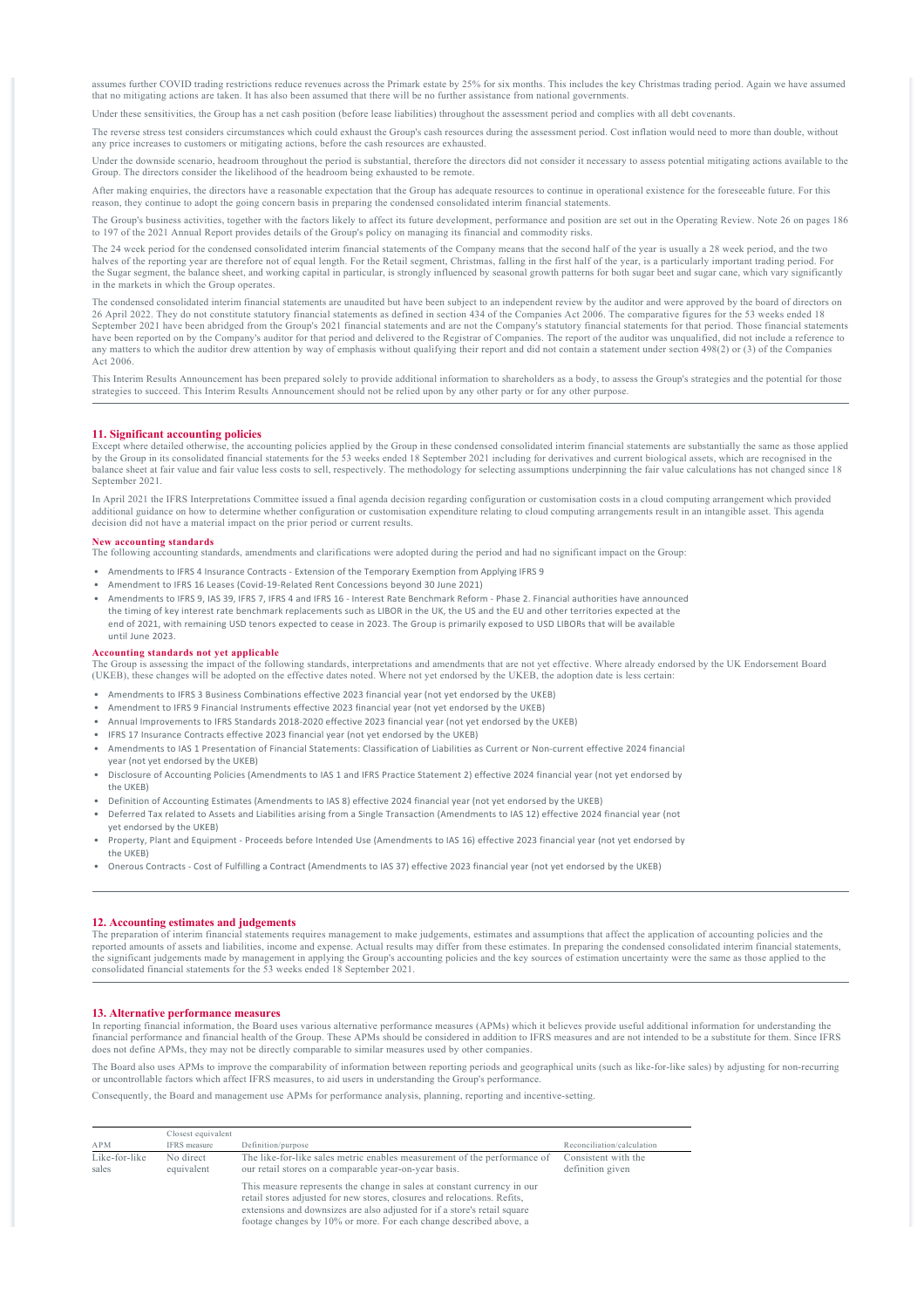assumes further COVID trading restrictions reduce revenues across the Primark estate by 25% for six months. This includes the key Christmas trading period. Again we have assumed that no mitigating actions are taken. It has also been assumed that there will be no further assistance from national governments.

Under these sensitivities, the Group has a net cash position (before lease liabilities) throughout the assessment period and complies with all debt covenants.

The reverse stress test considers circumstances which could exhaust the Group's cash resources during the assessment period. Cost inflation would need to more than double, without any price increases to customers or mitigating actions, before the cash resources are exhausted.

Under the downside scenario, headroom throughout the period is substantial, therefore the directors did not consider it necessary to assess potential mitigating actions available to the Group. The directors consider the likelihood of the headroom being exhausted to be remote.

After making enquiries, the directors have a reasonable expectation that the Group has adequate resources to continue in operational existence for the foreseeable future. For this reason, they continue to adopt the going concern basis in preparing the condensed consolidated interim financial statements.

The Group's business activities, together with the factors likely to affect its future development, performance and position are set out in the Operating Review. Note 26 on pages 186 to 197 of the 2021 Annual Report provides details of the Group's policy on managing its financial and commodity risks.

The 24 week period for the condensed consolidated interim financial statements of the Company means that the second half of the year is usually a 28 week period, and the two halves of the reporting year are therefore not of equal length. For the Retail segment, Christmas, falling in the first half of the year, is a particularly important trading period. For the Sugar segment, the balance sheet, and working capital in particular, is strongly influenced by seasonal growth patterns for both sugar beet and sugar cane, which vary significantly in the markets in which the Group operates.

The condensed consolidated interim financial statements are unaudited but have been subject to an independent review by the auditor and were approved by the board of directors on 26 April 2022. They do not constitute statutory financial statements as defined in section 434 of the Companies Act 2006. The comparative figures for the 53 weeks ended 18 September 2021 have been abridged from the Group's 2021 financial statements and are not the Company's statutory financial statements for that period. Those financial statements have been reported on by the Company's auditor for that period and delivered to the Registrar of Companies. The report of the auditor was unqualified, did not include a reference to any matters to which the auditor drew attention by way of emphasis without qualifying their report and did not contain a statement under section 498(2) or (3) of the Companies Act 2006.

This Interim Results Announcement has been prepared solely to provide additional information to shareholders as a body, to assess the Group's strategies and the potential for those strategies to succeed. This Interim Results Announcement should not be relied upon by any other party or for any other purpose.

## 11. Significant accounting policies

Except where detailed otherwise, the accounting policies applied by the Group in these condensed consolidated interim financial statements are substantially the same as those applied by the Group in its consolidated financial statements for the 53 weeks ended 18 September 2021 including for derivatives and current biological assets, which are recognised in the balance sheet at fair value and fair value less costs to sell, respectively. The methodology for selecting assumptions underpinning the fair value calculations has not changed since 18 September 2021.

In April 2021 the IFRS Interpretations Committee issued a final agenda decision regarding configuration or customisation costs in a cloud computing arrangement which provided additional guidance on how to determine whether configuration or customisation expenditure relating to cloud computing arrangements result in an intangible asset. This agenda decision did not have a material impact on the prior period or current results.

### New accounting standards

The following accounting standards, amendments and clarifications were adopted during the period and had no significant impact on the Group:

- Amendments to IFRS 4 Insurance Contracts - Extension of the Temporary Exemption from Applying IFRS 9
- Amendment to IFRS 16 Leases (Covid-19-Related Rent Concessions beyond 30 June 2021)
- Amendments to IFRS 9, IAS 39, IFRS 7, IFRS 4 and IFRS 16 - Interest Rate Benchmark Reform - Phase 2. Financial authorities have announced the timing of key interest rate benchmark replacements such as LIBOR in the UK, the US and the EU and other territories expected at the end of 2021, with remaining USD tenors expected to cease in 2023. The Group is primarily exposed to USD LIBORs that will be available until June 2023.

### Accounting standards not yet applicable

The Group is assessing the impact of the following standards, interpretations and amendments that are not yet effective. Where already endorsed by the UK Endorsement Board (UKEB), these changes will be adopted on the effective dates noted. Where not yet endorsed by the UKEB, the adoption date is less certain:

- Amendments to IFRS 3 Business Combinations effective 2023 financial year (not yet endorsed by the UKEB)
- Amendment to IFRS 9 Financial Instruments effective 2023 financial year (not yet endorsed by the UKEB)
- Annual Improvements to IFRS Standards 2018-2020 effective 2023 financial year (not yet endorsed by the UKEB)
- IFRS 17 Insurance Contracts effective 2023 financial year (not yet endorsed by the UKEB)
- Amendments to IAS 1 Presentation of Financial Statements: Classification of Liabilities as Current or Non-current effective 2024 financial year (not yet endorsed by the UKEB)
- Disclosure of Accounting Policies (Amendments to IAS 1 and IFRS Practice Statement 2) effective 2024 financial year (not yet endorsed by the UKEB)
- Definition of Accounting Estimates (Amendments to IAS 8) effective 2024 financial year (not yet endorsed by the UKEB)
- Deferred Tax related to Assets and Liabilities arising from a Single Transaction (Amendments to IAS 12) effective 2024 financial year (not yet endorsed by the UKEB)
- Property, Plant and Equipment - Proceeds before Intended Use (Amendments to IAS 16) effective 2023 financial year (not yet endorsed by the UKEB)
- Onerous Contracts - Cost of Fulfilling a Contract (Amendments to IAS 37) effective 2023 financial year (not yet endorsed by the UKEB)

## 12. Accounting estimates and judgements

The preparation of interim financial statements requires management to make judgements, estimates and assumptions that affect the application of accounting policies and the reported amounts of assets and liabilities, income and expense. Actual results may differ from these estimates. In preparing the condensed consolidated interim financial statements, the significant judgements made by management in applying the Group's accounting policies and the key sources of estimation uncertainty were the same as those applied to the consolidated financial statements for the 53 weeks ended 18 September 2021.

## 13. Alternative performance measures

In reporting financial information, the Board uses various alternative performance measures (APMs) which it believes provide useful additional information for understanding the financial performance and financial health of the Group. These APMs should be considered in addition to IFRS measures and are not intended to be a substitute for them. Since IFRS does not define APMs, they may not be directly comparable to similar measures used by other companies.

The Board also uses APMs to improve the comparability of information between reporting periods and geographical units (such as like-for-like sales) by adjusting for non-recurring or uncontrollable factors which affect IFRS measures, to aid users in understanding the Group's performance.

Consequently, the Board and management use APMs for performance analysis, planning, reporting and incentive-setting.

| APM | Closest equivalent IFRS measure | Definition/purpose | Reconciliation/calculation |
|---|---|---|---|
| Like-for-like sales | No direct equivalent | The like-for-like sales metric enables measurement of the performance of our retail stores on a comparable year-on-year basis.<br><br>This measure represents the change in sales at constant currency in our retail stores adjusted for new stores, closures and relocations. Refits, extensions and downsizes are also adjusted for if a store's retail square footage changes by 10% or more. For each change described above, a | Consistent with the definition given |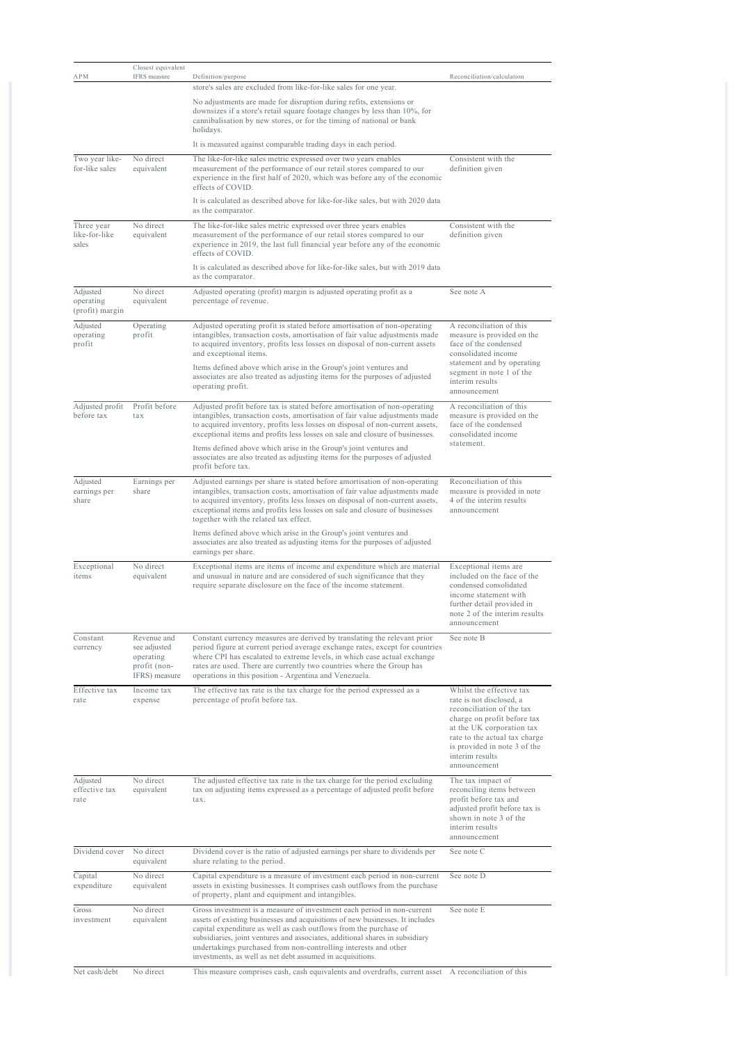| APM | Closest equivalent IFRS measure | Definition/purpose | Reconciliation/calculation |
|---|---|---|---|
| | | store's sales are excluded from like-for-like sales for one year.<br><br>No adjustments are made for disruption during refits, extensions or downsizes if a store's retail square footage changes by less than 10%, for cannibalisation by new stores, or for the timing of national or bank holidays.<br><br>It is measured against comparable trading days in each period. | |
| Two year like-for-like sales | No direct equivalent | The like-for-like sales metric expressed over two years enables measurement of the performance of our retail stores compared to our experience in the first half of 2020, which was before any of the economic effects of COVID.<br><br>It is calculated as described above for like-for-like sales, but with 2020 data as the comparator. | Consistent with the definition given |
| Three year like-for-like sales | No direct equivalent | The like-for-like sales metric expressed over three years enables measurement of the performance of our retail stores compared to our experience in 2019, the last full financial year before any of the economic effects of COVID.<br><br>It is calculated as described above for like-for-like sales, but with 2019 data as the comparator. | Consistent with the definition given |
| Adjusted operating (profit) margin | No direct equivalent | Adjusted operating (profit) margin is adjusted operating profit as a percentage of revenue. | See note A |
| Adjusted operating profit | Operating profit | Adjusted operating profit is stated before amortisation of non-operating intangibles, transaction costs, amortisation of fair value adjustments made to acquired inventory, profits less losses on disposal of non-current assets and exceptional items.<br><br>Items defined above which arise in the Group's joint ventures and associates are also treated as adjusting items for the purposes of adjusted operating profit. | A reconciliation of this measure is provided on the face of the condensed consolidated income statement and by operating segment in note 1 of the interim results announcement |
| Adjusted profit before tax | Profit before tax | Adjusted profit before tax is stated before amortisation of non-operating intangibles, transaction costs, amortisation of fair value adjustments made to acquired inventory, profits less losses on disposal of non-current assets, exceptional items and profits less losses on sale and closure of businesses.<br><br>Items defined above which arise in the Group's joint ventures and associates are also treated as adjusting items for the purposes of adjusted profit before tax. | A reconciliation of this measure is provided on the face of the condensed consolidated income statement. |
| Adjusted earnings per share | Earnings per share | Adjusted earnings per share is stated before amortisation of non-operating intangibles, transaction costs, amortisation of fair value adjustments made to acquired inventory, profits less losses on disposal of non-current assets, exceptional items and profits less losses on sale and closure of businesses together with the related tax effect.<br><br>Items defined above which arise in the Group's joint ventures and associates are also treated as adjusting items for the purposes of adjusted earnings per share. | Reconciliation of this measure is provided in note 4 of the interim results announcement |
| Exceptional items | No direct equivalent | Exceptional items are items of income and expenditure which are material and unusual in nature and are considered of such significance that they require separate disclosure on the face of the income statement. | Exceptional items are included on the face of the condensed consolidated income statement with further detail provided in note 2 of the interim results announcement |
| Constant currency | Revenue and see adjusted operating profit (non-IFRS) measure | Constant currency measures are derived by translating the relevant prior period figure at current period average exchange rates, except for countries where CPI has escalated to extreme levels, in which case actual exchange rates are used. There are currently two countries where the Group has operations in this position - Argentina and Venezuela. | See note B |
| Effective tax rate | Income tax expense | The effective tax rate is the tax charge for the period expressed as a percentage of profit before tax. | Whilst the effective tax rate is not disclosed, a reconciliation of the tax charge on profit before tax at the UK corporation tax rate to the actual tax charge is provided in note 3 of the interim results announcement |
| Adjusted effective tax rate | No direct equivalent | The adjusted effective tax rate is the tax charge for the period excluding tax on adjusting items expressed as a percentage of adjusted profit before tax. | The tax impact of reconciling items between profit before tax and adjusted profit before tax is shown in note 3 of the interim results announcement |
| Dividend cover | No direct equivalent | Dividend cover is the ratio of adjusted earnings per share to dividends per share relating to the period. | See note C |
| Capital expenditure | No direct equivalent | Capital expenditure is a measure of investment each period in non-current assets in existing businesses. It comprises cash outflows from the purchase of property, plant and equipment and intangibles. | See note D |
| Gross investment | No direct equivalent | Gross investment is a measure of investment each period in non-current assets of existing businesses and acquisitions of new businesses. It includes capital expenditure as well as cash outflows from the purchase of subsidiaries, joint ventures and associates, additional shares in subsidiary undertakings purchased from non-controlling interests and other investments, as well as net debt assumed in acquisitions. | See note E |
| Net cash/debt | No direct | This measure comprises cash, cash equivalents and overdrafts, current asset | A reconciliation of this |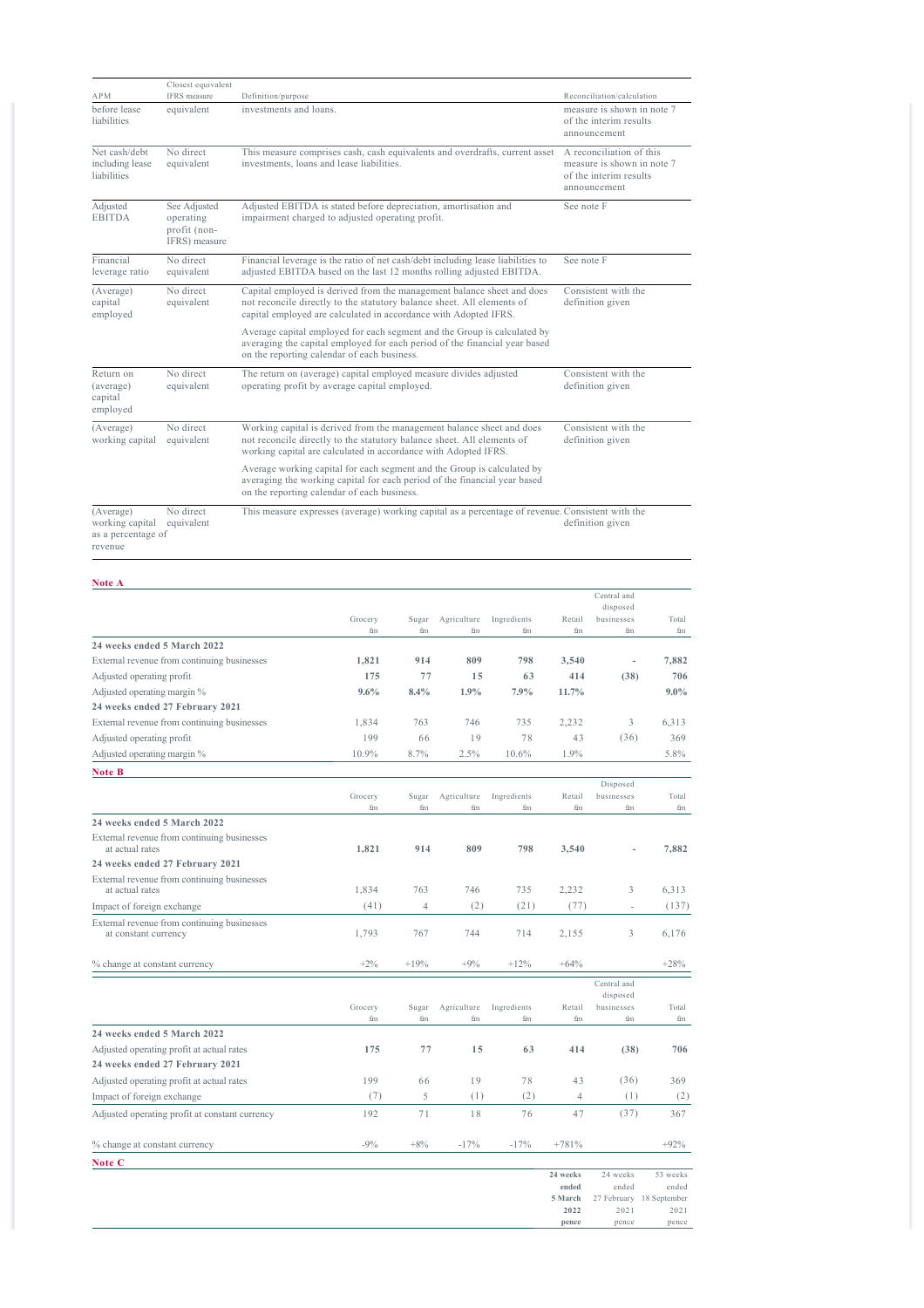| APM | Closest equivalent IFRS measure | Definition/purpose | Reconciliation/calculation |
|---|---|---|---|
| before lease liabilities | equivalent | investments and loans. | measure is shown in note 7 of the interim results announcement |
| Net cash/debt including lease liabilities | No direct equivalent | This measure comprises cash, cash equivalents and overdrafts, current asset investments, loans and lease liabilities. | A reconciliation of this measure is shown in note 7 of the interim results announcement |
| Adjusted EBITDA | See Adjusted operating profit (non-IFRS) measure | Adjusted EBITDA is stated before depreciation, amortisation and impairment charged to adjusted operating profit. | See note F |
| Financial leverage ratio | No direct equivalent | Financial leverage is the ratio of net cash/debt including lease liabilities to adjusted EBITDA based on the last 12 months rolling adjusted EBITDA. | See note F |
| (Average) capital employed | No direct equivalent | Capital employed is derived from the management balance sheet and does not reconcile directly to the statutory balance sheet. All elements of capital employed are calculated in accordance with Adopted IFRS. Average capital employed for each segment and the Group is calculated by averaging the capital employed for each period of the financial year based on the reporting calendar of each business. | Consistent with the definition given |
| Return on (average) capital employed | No direct equivalent | The return on (average) capital employed measure divides adjusted operating profit by average capital employed. | Consistent with the definition given |
| (Average) working capital | No direct equivalent | Working capital is derived from the management balance sheet and does not reconcile directly to the statutory balance sheet. All elements of working capital are calculated in accordance with Adopted IFRS. Average working capital for each segment and the Group is calculated by averaging the working capital for each period of the financial year based on the reporting calendar of each business. | Consistent with the definition given |
| (Average) working capital as a percentage of revenue | No direct equivalent | This measure expresses (average) working capital as a percentage of revenue. | Consistent with the definition given |

**Note A**

| | Grocery £m | Sugar £m | Agriculture £m | Ingredients £m | Retail £m | Central and disposed businesses £m | Total £m |
|---|---|---|---|---|---|---|---|
| **24 weeks ended 5 March 2022** | | | | | | | |
| External revenue from continuing businesses | **1,821** | **914** | **809** | **798** | **3,540** | **-** | **7,882** |
| Adjusted operating profit | **175** | **77** | **15** | **63** | **414** | **(38)** | **706** |
| Adjusted operating margin % | **9.6%** | **8.4%** | **1.9%** | **7.9%** | **11.7%** | | **9.0%** |
| **24 weeks ended 27 February 2021** | | | | | | | |
| External revenue from continuing businesses | 1,834 | 763 | 746 | 735 | 2,232 | 3 | 6,313 |
| Adjusted operating profit | 199 | 66 | 19 | 78 | 43 | (36) | 369 |
| Adjusted operating margin % | 10.9% | 8.7% | 2.5% | 10.6% | 1.9% | | 5.8% |

**Note B**

| | Grocery £m | Sugar £m | Agriculture £m | Ingredients £m | Retail £m | Disposed businesses £m | Total £m |
|---|---|---|---|---|---|---|---|
| **24 weeks ended 5 March 2022** | | | | | | | |
| External revenue from continuing businesses at actual rates | **1,821** | **914** | **809** | **798** | **3,540** | **-** | **7,882** |
| **24 weeks ended 27 February 2021** | | | | | | | |
| External revenue from continuing businesses at actual rates | 1,834 | 763 | 746 | 735 | 2,232 | 3 | 6,313 |
| Impact of foreign exchange | (41) | 4 | (2) | (21) | (77) | - | (137) |
| External revenue from continuing businesses at constant currency | 1,793 | 767 | 744 | 714 | 2,155 | 3 | 6,176 |
| % change at constant currency | +2% | +19% | +9% | +12% | +64% | | +28% |

| | Grocery £m | Sugar £m | Agriculture £m | Ingredients £m | Retail £m | Central and disposed businesses £m | Total £m |
|---|---|---|---|---|---|---|---|
| **24 weeks ended 5 March 2022** | | | | | | | |
| Adjusted operating profit at actual rates | **175** | **77** | **15** | **63** | **414** | **(38)** | **706** |
| **24 weeks ended 27 February 2021** | | | | | | | |
| Adjusted operating profit at actual rates | 199 | 66 | 19 | 78 | 43 | (36) | 369 |
| Impact of foreign exchange | (7) | 5 | (1) | (2) | 4 | (1) | (2) |
| Adjusted operating profit at constant currency | 192 | 71 | 18 | 76 | 47 | (37) | 367 |
| % change at constant currency | -9% | +8% | -17% | -17% | +781% | | +92% |

**Note C**

| | **24 weeks ended 5 March 2022 pence** | 24 weeks ended 27 February 2021 pence | 53 weeks ended 18 September 2021 pence |
|---|---|---|---|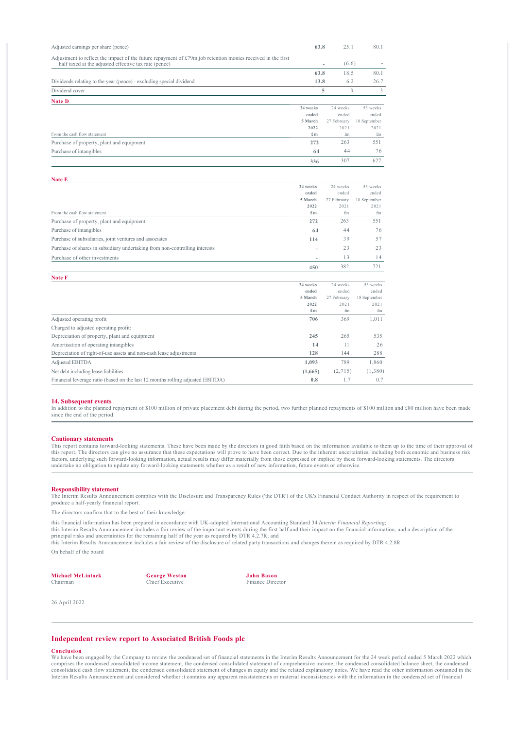| | | | |
|---|---|---|---|
| Adjusted earnings per share (pence) | **63.8** | 25.1 | 80.1 |
| Adjustment to reflect the impact of the future repayment of £79m job retention monies received in the first half taxed at the adjusted effective tax rate (pence) | **-** | (6.6) | - |
| | **63.8** | 18.5 | 80.1 |
| Dividends relating to the year (pence) - excluding special dividend | **13.8** | 6.2 | 26.7 |
| Dividend cover | **5** | 3 | 3 |

**Note D**

| From the cash flow statement | **24 weeks ended 5 March 2022 £m** | 24 weeks ended 27 February 2021 £m | 53 weeks ended 18 September 2021 £m |
|---|---|---|---|
| Purchase of property, plant and equipment | **272** | 263 | 551 |
| Purchase of intangibles | **64** | 44 | 76 |
| | **336** | 307 | 627 |

**Note E**

| From the cash flow statement | **24 weeks ended 5 March 2022 £m** | 24 weeks ended 27 February 2021 £m | 53 weeks ended 18 September 2021 £m |
|---|---|---|---|
| Purchase of property, plant and equipment | **272** | 263 | 551 |
| Purchase of intangibles | **64** | 44 | 76 |
| Purchase of subsidiaries, joint ventures and associates | **114** | 39 | 57 |
| Purchase of shares in subsidiary undertaking from non-controlling interests | **-** | 23 | 23 |
| Purchase of other investments | **-** | 13 | 14 |
| | **450** | 382 | 721 |

**Note F**

| | **24 weeks ended 5 March 2022 £m** | 24 weeks ended 27 February 2021 £m | 53 weeks ended 18 September 2021 £m |
|---|---|---|---|
| Adjusted operating profit | **706** | 369 | 1,011 |
| Charged to adjusted operating profit: | | | |
| Depreciation of property, plant and equipment | **245** | 265 | 535 |
| Amortisation of operating intangibles | **14** | 11 | 26 |
| Depreciation of right-of-use assets and non-cash lease adjustments | **128** | 144 | 288 |
| Adjusted EBITDA | **1,093** | 789 | 1,860 |
| Net debt including lease liabilities | **(1,665)** | (2,715) | (1,380) |
| Financial leverage ratio (based on the last 12 months rolling adjusted EBITDA) | **0.8** | 1.7 | 0.7 |

## 14. Subsequent events

In addition to the planned repayment of $100 million of private placement debt during the period, two further planned repayments of $100 million and £80 million have been made since the end of the period.

## Cautionary statements

This report contains forward-looking statements. These have been made by the directors in good faith based on the information available to them up to the time of their approval of this report. The directors can give no assurance that these expectations will prove to have been correct. Due to the inherent uncertainties, including both economic and business risk factors, underlying such forward-looking information, actual results may differ materially from those expressed or implied by these forward-looking statements. The directors undertake no obligation to update any forward-looking statements whether as a result of new information, future events or otherwise.

## Responsibility statement

The Interim Results Announcement complies with the Disclosure and Transparency Rules ('the DTR') of the UK's Financial Conduct Authority in respect of the requirement to produce a half-yearly financial report.

The directors confirm that to the best of their knowledge:

this financial information has been prepared in accordance with UK-adopted International Accounting Standard 34 *Interim Financial Reporting*;
this Interim Results Announcement includes a fair review of the important events during the first half and their impact on the financial information, and a description of the principal risks and uncertainties for the remaining half of the year as required by DTR 4.2.7R; and
this Interim Results Announcement includes a fair review of the disclosure of related party transactions and changes therein as required by DTR 4.2.8R.

On behalf of the board

**Michael McLintock**
Chairman

**George Weston**
Chief Executive

**John Bason**
Finance Director

26 April 2022

## Independent review report to Associated British Foods plc

### Conclusion

We have been engaged by the Company to review the condensed set of financial statements in the Interim Results Announcement for the 24 week period ended 5 March 2022 which comprises the condensed consolidated income statement, the condensed consolidated statement of comprehensive income, the condensed consolidated balance sheet, the condensed consolidated cash flow statement, the condensed consolidated statement of changes in equity and the related explanatory notes. We have read the other information contained in the Interim Results Announcement and considered whether it contains any apparent misstatements or material inconsistencies with the information in the condensed set of financial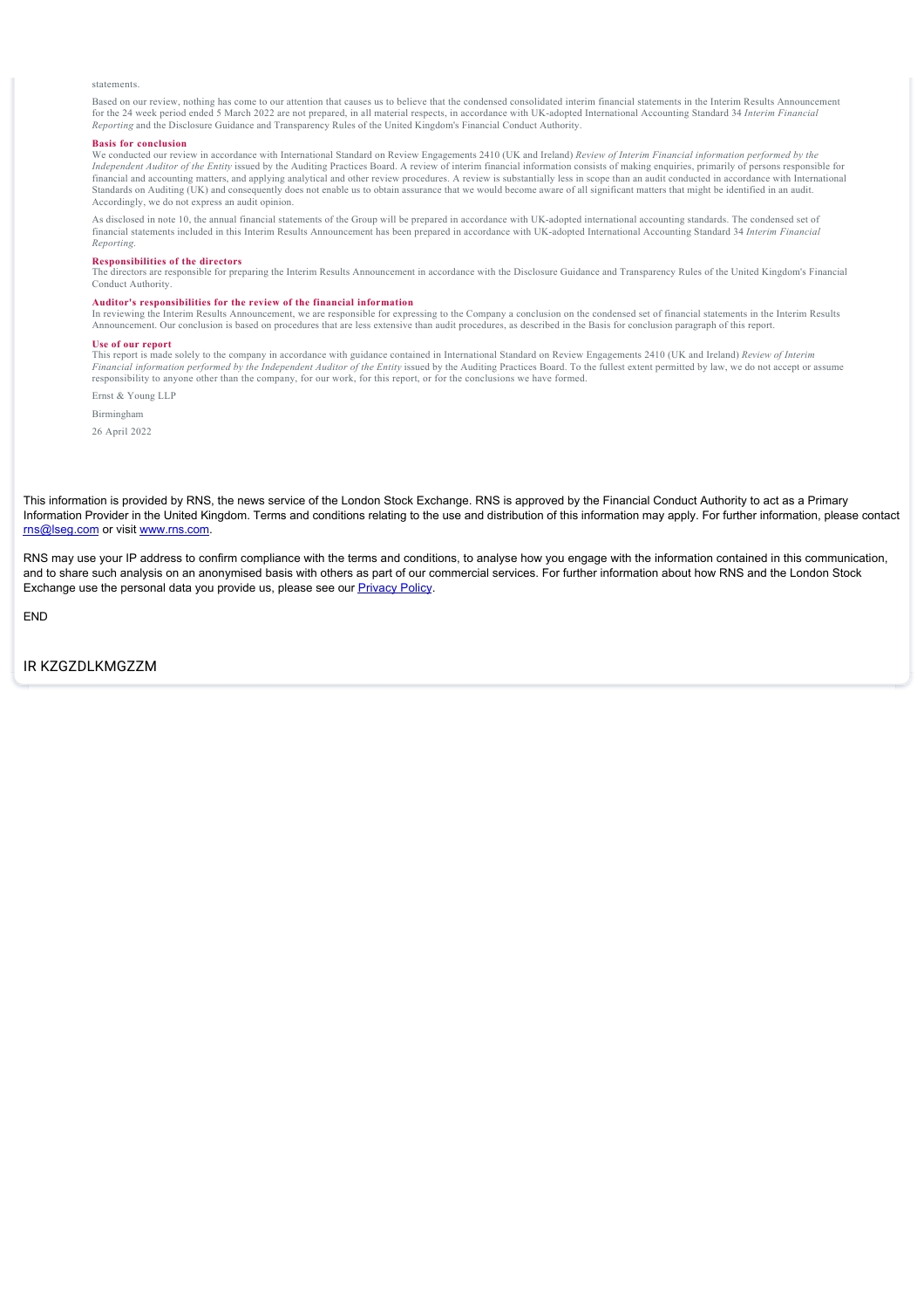statements.

Based on our review, nothing has come to our attention that causes us to believe that the condensed consolidated interim financial statements in the Interim Results Announcement for the 24 week period ended 5 March 2022 are not prepared, in all material respects, in accordance with UK-adopted International Accounting Standard 34 *Interim Financial Reporting* and the Disclosure Guidance and Transparency Rules of the United Kingdom's Financial Conduct Authority.

**Basis for conclusion**

We conducted our review in accordance with International Standard on Review Engagements 2410 (UK and Ireland) *Review of Interim Financial information performed by the Independent Auditor of the Entity* issued by the Auditing Practices Board. A review of interim financial information consists of making enquiries, primarily of persons responsible for financial and accounting matters, and applying analytical and other review procedures. A review is substantially less in scope than an audit conducted in accordance with International Standards on Auditing (UK) and consequently does not enable us to obtain assurance that we would become aware of all significant matters that might be identified in an audit. Accordingly, we do not express an audit opinion.

As disclosed in note 10, the annual financial statements of the Group will be prepared in accordance with UK-adopted international accounting standards. The condensed set of financial statements included in this Interim Results Announcement has been prepared in accordance with UK-adopted International Accounting Standard 34 *Interim Financial Reporting.*

**Responsibilities of the directors**

The directors are responsible for preparing the Interim Results Announcement in accordance with the Disclosure Guidance and Transparency Rules of the United Kingdom's Financial Conduct Authority.

**Auditor's responsibilities for the review of the financial information**

In reviewing the Interim Results Announcement, we are responsible for expressing to the Company a conclusion on the condensed set of financial statements in the Interim Results Announcement. Our conclusion is based on procedures that are less extensive than audit procedures, as described in the Basis for conclusion paragraph of this report.

**Use of our report**

This report is made solely to the company in accordance with guidance contained in International Standard on Review Engagements 2410 (UK and Ireland) *Review of Interim Financial information performed by the Independent Auditor of the Entity* issued by the Auditing Practices Board. To the fullest extent permitted by law, we do not accept or assume responsibility to anyone other than the company, for our work, for this report, or for the conclusions we have formed.

Ernst & Young LLP

Birmingham

26 April 2022

This information is provided by RNS, the news service of the London Stock Exchange. RNS is approved by the Financial Conduct Authority to act as a Primary Information Provider in the United Kingdom. Terms and conditions relating to the use and distribution of this information may apply. For further information, please contact rns@lseg.com or visit www.rns.com.

RNS may use your IP address to confirm compliance with the terms and conditions, to analyse how you engage with the information contained in this communication, and to share such analysis on an anonymised basis with others as part of our commercial services. For further information about how RNS and the London Stock Exchange use the personal data you provide us, please see our Privacy Policy.

END

IR KZGZDLKMGZZM